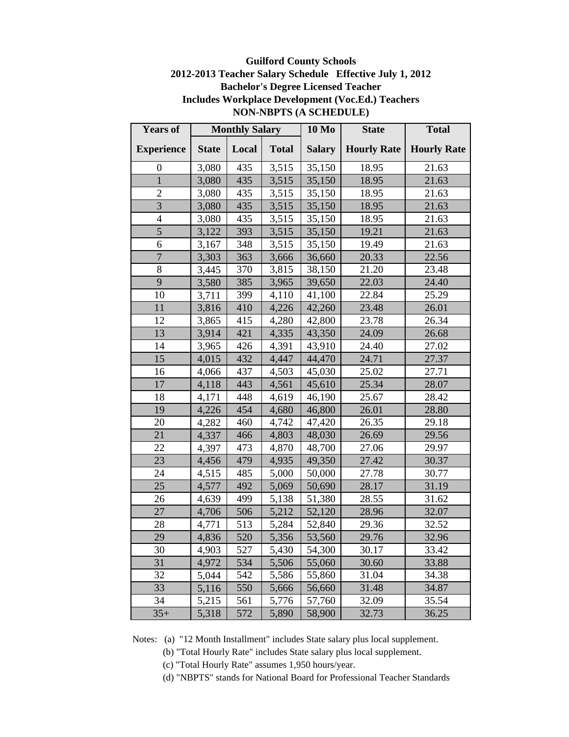**Guilford County Schools**
**2012-2013 Teacher Salary Schedule Effective July 1, 2012**
**Bachelor's Degree Licensed Teacher**
**Includes Workplace Development (Voc.Ed.) Teachers**
**NON-NBPTS (A SCHEDULE)**

| Years of | Monthly Salary | | | 10 Mo | State | Total |
|---|---|---|---|---|---|---|
| Experience | State | Local | Total | Salary | Hourly Rate | Hourly Rate |
| 0 | 3,080 | 435 | 3,515 | 35,150 | 18.95 | 21.63 |
| 1 | 3,080 | 435 | 3,515 | 35,150 | 18.95 | 21.63 |
| 2 | 3,080 | 435 | 3,515 | 35,150 | 18.95 | 21.63 |
| 3 | 3,080 | 435 | 3,515 | 35,150 | 18.95 | 21.63 |
| 4 | 3,080 | 435 | 3,515 | 35,150 | 18.95 | 21.63 |
| 5 | 3,122 | 393 | 3,515 | 35,150 | 19.21 | 21.63 |
| 6 | 3,167 | 348 | 3,515 | 35,150 | 19.49 | 21.63 |
| 7 | 3,303 | 363 | 3,666 | 36,660 | 20.33 | 22.56 |
| 8 | 3,445 | 370 | 3,815 | 38,150 | 21.20 | 23.48 |
| 9 | 3,580 | 385 | 3,965 | 39,650 | 22.03 | 24.40 |
| 10 | 3,711 | 399 | 4,110 | 41,100 | 22.84 | 25.29 |
| 11 | 3,816 | 410 | 4,226 | 42,260 | 23.48 | 26.01 |
| 12 | 3,865 | 415 | 4,280 | 42,800 | 23.78 | 26.34 |
| 13 | 3,914 | 421 | 4,335 | 43,350 | 24.09 | 26.68 |
| 14 | 3,965 | 426 | 4,391 | 43,910 | 24.40 | 27.02 |
| 15 | 4,015 | 432 | 4,447 | 44,470 | 24.71 | 27.37 |
| 16 | 4,066 | 437 | 4,503 | 45,030 | 25.02 | 27.71 |
| 17 | 4,118 | 443 | 4,561 | 45,610 | 25.34 | 28.07 |
| 18 | 4,171 | 448 | 4,619 | 46,190 | 25.67 | 28.42 |
| 19 | 4,226 | 454 | 4,680 | 46,800 | 26.01 | 28.80 |
| 20 | 4,282 | 460 | 4,742 | 47,420 | 26.35 | 29.18 |
| 21 | 4,337 | 466 | 4,803 | 48,030 | 26.69 | 29.56 |
| 22 | 4,397 | 473 | 4,870 | 48,700 | 27.06 | 29.97 |
| 23 | 4,456 | 479 | 4,935 | 49,350 | 27.42 | 30.37 |
| 24 | 4,515 | 485 | 5,000 | 50,000 | 27.78 | 30.77 |
| 25 | 4,577 | 492 | 5,069 | 50,690 | 28.17 | 31.19 |
| 26 | 4,639 | 499 | 5,138 | 51,380 | 28.55 | 31.62 |
| 27 | 4,706 | 506 | 5,212 | 52,120 | 28.96 | 32.07 |
| 28 | 4,771 | 513 | 5,284 | 52,840 | 29.36 | 32.52 |
| 29 | 4,836 | 520 | 5,356 | 53,560 | 29.76 | 32.96 |
| 30 | 4,903 | 527 | 5,430 | 54,300 | 30.17 | 33.42 |
| 31 | 4,972 | 534 | 5,506 | 55,060 | 30.60 | 33.88 |
| 32 | 5,044 | 542 | 5,586 | 55,860 | 31.04 | 34.38 |
| 33 | 5,116 | 550 | 5,666 | 56,660 | 31.48 | 34.87 |
| 34 | 5,215 | 561 | 5,776 | 57,760 | 32.09 | 35.54 |
| 35+ | 5,318 | 572 | 5,890 | 58,900 | 32.73 | 36.25 |

Notes: (a) "12 Month Installment" includes State salary plus local supplement.
(b) "Total Hourly Rate" includes State salary plus local supplement.
(c) "Total Hourly Rate" assumes 1,950 hours/year.
(d) "NBPTS" stands for National Board for Professional Teacher Standards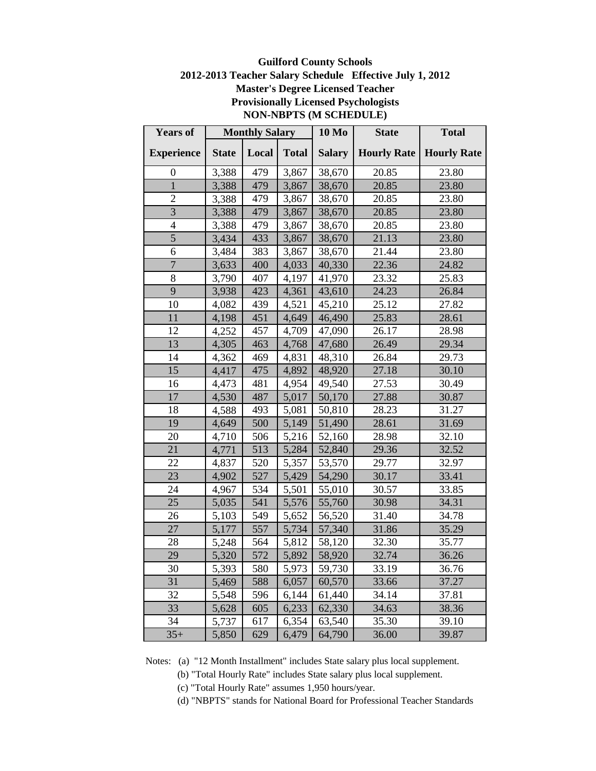**Guilford County Schools**
**2012-2013 Teacher Salary Schedule Effective July 1, 2012**
**Master's Degree Licensed Teacher**
**Provisionally Licensed Psychologists**
**NON-NBPTS (M SCHEDULE)**

| Years of Experience | Monthly Salary State | Monthly Salary Local | Monthly Salary Total | 10 Mo Salary | State Hourly Rate | Total Hourly Rate |
|---|---|---|---|---|---|---|
| 0 | 3,388 | 479 | 3,867 | 38,670 | 20.85 | 23.80 |
| 1 | 3,388 | 479 | 3,867 | 38,670 | 20.85 | 23.80 |
| 2 | 3,388 | 479 | 3,867 | 38,670 | 20.85 | 23.80 |
| 3 | 3,388 | 479 | 3,867 | 38,670 | 20.85 | 23.80 |
| 4 | 3,388 | 479 | 3,867 | 38,670 | 20.85 | 23.80 |
| 5 | 3,434 | 433 | 3,867 | 38,670 | 21.13 | 23.80 |
| 6 | 3,484 | 383 | 3,867 | 38,670 | 21.44 | 23.80 |
| 7 | 3,633 | 400 | 4,033 | 40,330 | 22.36 | 24.82 |
| 8 | 3,790 | 407 | 4,197 | 41,970 | 23.32 | 25.83 |
| 9 | 3,938 | 423 | 4,361 | 43,610 | 24.23 | 26.84 |
| 10 | 4,082 | 439 | 4,521 | 45,210 | 25.12 | 27.82 |
| 11 | 4,198 | 451 | 4,649 | 46,490 | 25.83 | 28.61 |
| 12 | 4,252 | 457 | 4,709 | 47,090 | 26.17 | 28.98 |
| 13 | 4,305 | 463 | 4,768 | 47,680 | 26.49 | 29.34 |
| 14 | 4,362 | 469 | 4,831 | 48,310 | 26.84 | 29.73 |
| 15 | 4,417 | 475 | 4,892 | 48,920 | 27.18 | 30.10 |
| 16 | 4,473 | 481 | 4,954 | 49,540 | 27.53 | 30.49 |
| 17 | 4,530 | 487 | 5,017 | 50,170 | 27.88 | 30.87 |
| 18 | 4,588 | 493 | 5,081 | 50,810 | 28.23 | 31.27 |
| 19 | 4,649 | 500 | 5,149 | 51,490 | 28.61 | 31.69 |
| 20 | 4,710 | 506 | 5,216 | 52,160 | 28.98 | 32.10 |
| 21 | 4,771 | 513 | 5,284 | 52,840 | 29.36 | 32.52 |
| 22 | 4,837 | 520 | 5,357 | 53,570 | 29.77 | 32.97 |
| 23 | 4,902 | 527 | 5,429 | 54,290 | 30.17 | 33.41 |
| 24 | 4,967 | 534 | 5,501 | 55,010 | 30.57 | 33.85 |
| 25 | 5,035 | 541 | 5,576 | 55,760 | 30.98 | 34.31 |
| 26 | 5,103 | 549 | 5,652 | 56,520 | 31.40 | 34.78 |
| 27 | 5,177 | 557 | 5,734 | 57,340 | 31.86 | 35.29 |
| 28 | 5,248 | 564 | 5,812 | 58,120 | 32.30 | 35.77 |
| 29 | 5,320 | 572 | 5,892 | 58,920 | 32.74 | 36.26 |
| 30 | 5,393 | 580 | 5,973 | 59,730 | 33.19 | 36.76 |
| 31 | 5,469 | 588 | 6,057 | 60,570 | 33.66 | 37.27 |
| 32 | 5,548 | 596 | 6,144 | 61,440 | 34.14 | 37.81 |
| 33 | 5,628 | 605 | 6,233 | 62,330 | 34.63 | 38.36 |
| 34 | 5,737 | 617 | 6,354 | 63,540 | 35.30 | 39.10 |
| 35+ | 5,850 | 629 | 6,479 | 64,790 | 36.00 | 39.87 |

Notes: (a) "12 Month Installment" includes State salary plus local supplement.
(b) "Total Hourly Rate" includes State salary plus local supplement.
(c) "Total Hourly Rate" assumes 1,950 hours/year.
(d) "NBPTS" stands for National Board for Professional Teacher Standards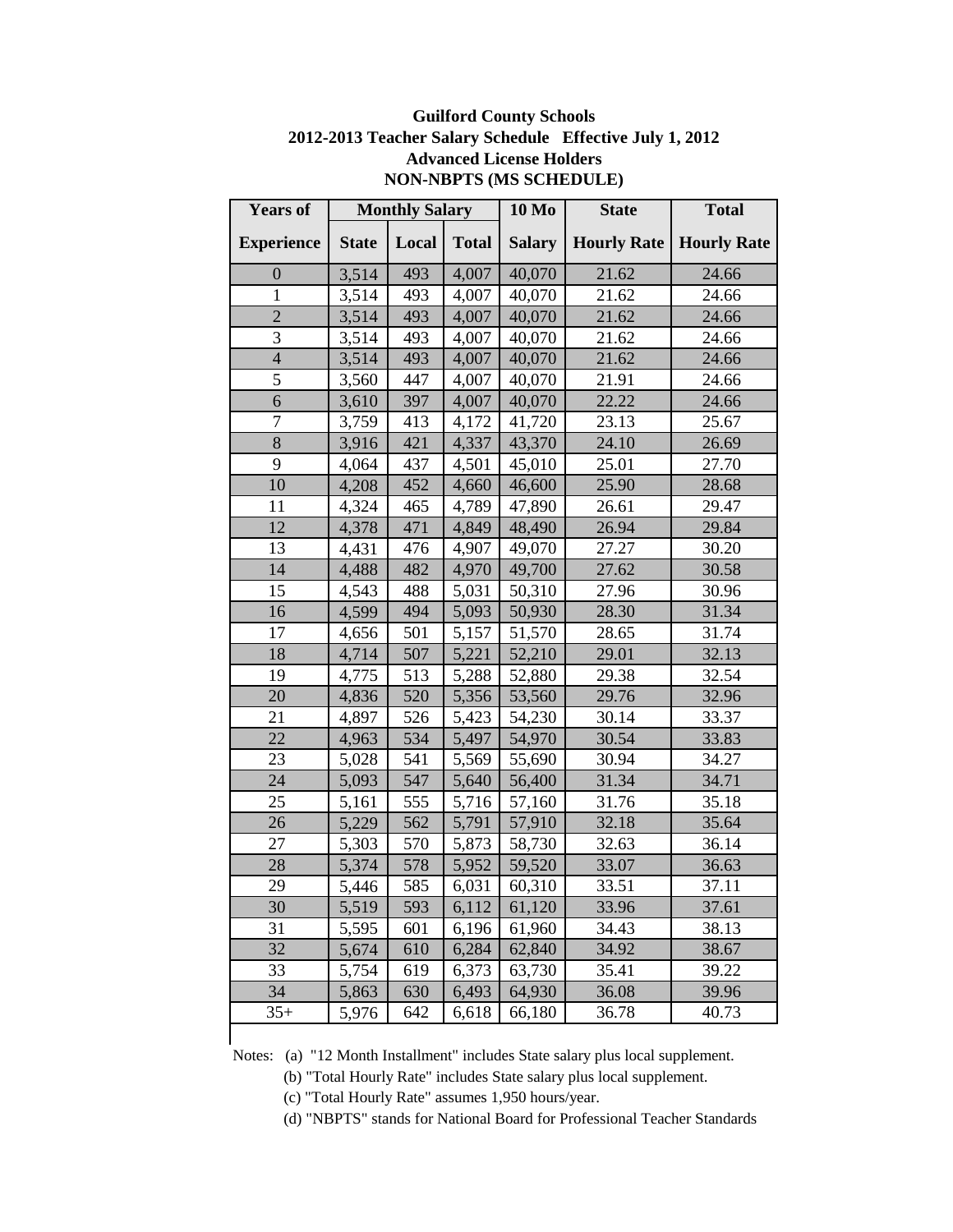**Guilford County Schools**
**2012-2013 Teacher Salary Schedule   Effective July 1, 2012**
**Advanced License Holders**
**NON-NBPTS (MS SCHEDULE)**

| Years of | Monthly Salary | | | 10 Mo | State | Total |
|---|---|---|---|---|---|---|
| Experience | State | Local | Total | Salary | Hourly Rate | Hourly Rate |
| 0 | 3,514 | 493 | 4,007 | 40,070 | 21.62 | 24.66 |
| 1 | 3,514 | 493 | 4,007 | 40,070 | 21.62 | 24.66 |
| 2 | 3,514 | 493 | 4,007 | 40,070 | 21.62 | 24.66 |
| 3 | 3,514 | 493 | 4,007 | 40,070 | 21.62 | 24.66 |
| 4 | 3,514 | 493 | 4,007 | 40,070 | 21.62 | 24.66 |
| 5 | 3,560 | 447 | 4,007 | 40,070 | 21.91 | 24.66 |
| 6 | 3,610 | 397 | 4,007 | 40,070 | 22.22 | 24.66 |
| 7 | 3,759 | 413 | 4,172 | 41,720 | 23.13 | 25.67 |
| 8 | 3,916 | 421 | 4,337 | 43,370 | 24.10 | 26.69 |
| 9 | 4,064 | 437 | 4,501 | 45,010 | 25.01 | 27.70 |
| 10 | 4,208 | 452 | 4,660 | 46,600 | 25.90 | 28.68 |
| 11 | 4,324 | 465 | 4,789 | 47,890 | 26.61 | 29.47 |
| 12 | 4,378 | 471 | 4,849 | 48,490 | 26.94 | 29.84 |
| 13 | 4,431 | 476 | 4,907 | 49,070 | 27.27 | 30.20 |
| 14 | 4,488 | 482 | 4,970 | 49,700 | 27.62 | 30.58 |
| 15 | 4,543 | 488 | 5,031 | 50,310 | 27.96 | 30.96 |
| 16 | 4,599 | 494 | 5,093 | 50,930 | 28.30 | 31.34 |
| 17 | 4,656 | 501 | 5,157 | 51,570 | 28.65 | 31.74 |
| 18 | 4,714 | 507 | 5,221 | 52,210 | 29.01 | 32.13 |
| 19 | 4,775 | 513 | 5,288 | 52,880 | 29.38 | 32.54 |
| 20 | 4,836 | 520 | 5,356 | 53,560 | 29.76 | 32.96 |
| 21 | 4,897 | 526 | 5,423 | 54,230 | 30.14 | 33.37 |
| 22 | 4,963 | 534 | 5,497 | 54,970 | 30.54 | 33.83 |
| 23 | 5,028 | 541 | 5,569 | 55,690 | 30.94 | 34.27 |
| 24 | 5,093 | 547 | 5,640 | 56,400 | 31.34 | 34.71 |
| 25 | 5,161 | 555 | 5,716 | 57,160 | 31.76 | 35.18 |
| 26 | 5,229 | 562 | 5,791 | 57,910 | 32.18 | 35.64 |
| 27 | 5,303 | 570 | 5,873 | 58,730 | 32.63 | 36.14 |
| 28 | 5,374 | 578 | 5,952 | 59,520 | 33.07 | 36.63 |
| 29 | 5,446 | 585 | 6,031 | 60,310 | 33.51 | 37.11 |
| 30 | 5,519 | 593 | 6,112 | 61,120 | 33.96 | 37.61 |
| 31 | 5,595 | 601 | 6,196 | 61,960 | 34.43 | 38.13 |
| 32 | 5,674 | 610 | 6,284 | 62,840 | 34.92 | 38.67 |
| 33 | 5,754 | 619 | 6,373 | 63,730 | 35.41 | 39.22 |
| 34 | 5,863 | 630 | 6,493 | 64,930 | 36.08 | 39.96 |
| 35+ | 5,976 | 642 | 6,618 | 66,180 | 36.78 | 40.73 |

Notes: (a) "12 Month Installment" includes State salary plus local supplement.

(b) "Total Hourly Rate" includes State salary plus local supplement.

(c) "Total Hourly Rate" assumes 1,950 hours/year.

(d) "NBPTS" stands for National Board for Professional Teacher Standards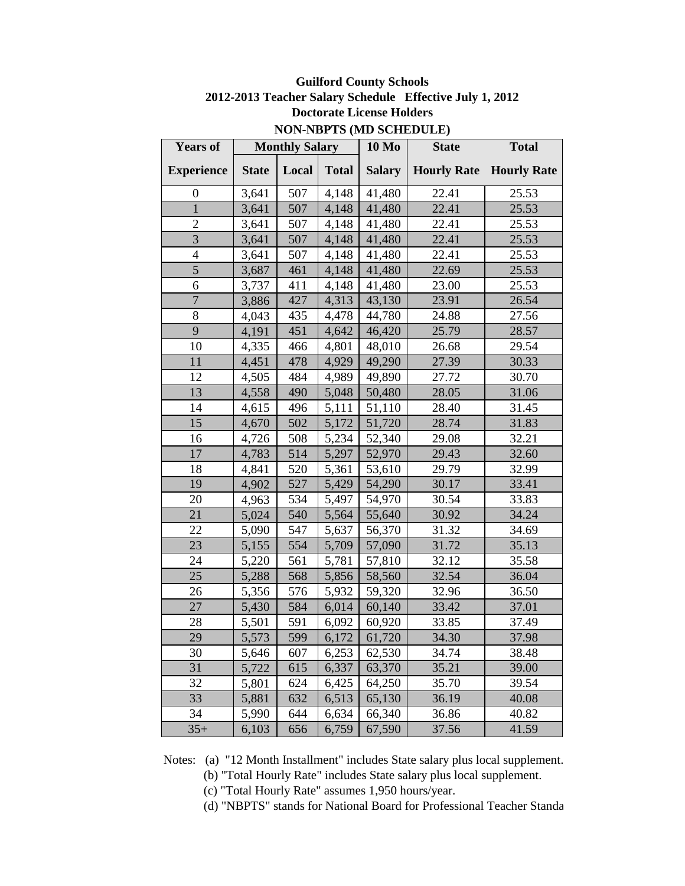**Guilford County Schools**
**2012-2013 Teacher Salary Schedule Effective July 1, 2012**
**Doctorate License Holders**
**NON-NBPTS (MD SCHEDULE)**

| Years of Experience | Monthly Salary State | Monthly Salary Local | Monthly Salary Total | 10 Mo Salary | State Hourly Rate | Total Hourly Rate |
|---|---|---|---|---|---|---|
| 0 | 3,641 | 507 | 4,148 | 41,480 | 22.41 | 25.53 |
| 1 | 3,641 | 507 | 4,148 | 41,480 | 22.41 | 25.53 |
| 2 | 3,641 | 507 | 4,148 | 41,480 | 22.41 | 25.53 |
| 3 | 3,641 | 507 | 4,148 | 41,480 | 22.41 | 25.53 |
| 4 | 3,641 | 507 | 4,148 | 41,480 | 22.41 | 25.53 |
| 5 | 3,687 | 461 | 4,148 | 41,480 | 22.69 | 25.53 |
| 6 | 3,737 | 411 | 4,148 | 41,480 | 23.00 | 25.53 |
| 7 | 3,886 | 427 | 4,313 | 43,130 | 23.91 | 26.54 |
| 8 | 4,043 | 435 | 4,478 | 44,780 | 24.88 | 27.56 |
| 9 | 4,191 | 451 | 4,642 | 46,420 | 25.79 | 28.57 |
| 10 | 4,335 | 466 | 4,801 | 48,010 | 26.68 | 29.54 |
| 11 | 4,451 | 478 | 4,929 | 49,290 | 27.39 | 30.33 |
| 12 | 4,505 | 484 | 4,989 | 49,890 | 27.72 | 30.70 |
| 13 | 4,558 | 490 | 5,048 | 50,480 | 28.05 | 31.06 |
| 14 | 4,615 | 496 | 5,111 | 51,110 | 28.40 | 31.45 |
| 15 | 4,670 | 502 | 5,172 | 51,720 | 28.74 | 31.83 |
| 16 | 4,726 | 508 | 5,234 | 52,340 | 29.08 | 32.21 |
| 17 | 4,783 | 514 | 5,297 | 52,970 | 29.43 | 32.60 |
| 18 | 4,841 | 520 | 5,361 | 53,610 | 29.79 | 32.99 |
| 19 | 4,902 | 527 | 5,429 | 54,290 | 30.17 | 33.41 |
| 20 | 4,963 | 534 | 5,497 | 54,970 | 30.54 | 33.83 |
| 21 | 5,024 | 540 | 5,564 | 55,640 | 30.92 | 34.24 |
| 22 | 5,090 | 547 | 5,637 | 56,370 | 31.32 | 34.69 |
| 23 | 5,155 | 554 | 5,709 | 57,090 | 31.72 | 35.13 |
| 24 | 5,220 | 561 | 5,781 | 57,810 | 32.12 | 35.58 |
| 25 | 5,288 | 568 | 5,856 | 58,560 | 32.54 | 36.04 |
| 26 | 5,356 | 576 | 5,932 | 59,320 | 32.96 | 36.50 |
| 27 | 5,430 | 584 | 6,014 | 60,140 | 33.42 | 37.01 |
| 28 | 5,501 | 591 | 6,092 | 60,920 | 33.85 | 37.49 |
| 29 | 5,573 | 599 | 6,172 | 61,720 | 34.30 | 37.98 |
| 30 | 5,646 | 607 | 6,253 | 62,530 | 34.74 | 38.48 |
| 31 | 5,722 | 615 | 6,337 | 63,370 | 35.21 | 39.00 |
| 32 | 5,801 | 624 | 6,425 | 64,250 | 35.70 | 39.54 |
| 33 | 5,881 | 632 | 6,513 | 65,130 | 36.19 | 40.08 |
| 34 | 5,990 | 644 | 6,634 | 66,340 | 36.86 | 40.82 |
| 35+ | 6,103 | 656 | 6,759 | 67,590 | 37.56 | 41.59 |

Notes: (a) "12 Month Installment" includes State salary plus local supplement.
(b) "Total Hourly Rate" includes State salary plus local supplement.
(c) "Total Hourly Rate" assumes 1,950 hours/year.
(d) "NBPTS" stands for National Board for Professional Teacher Standa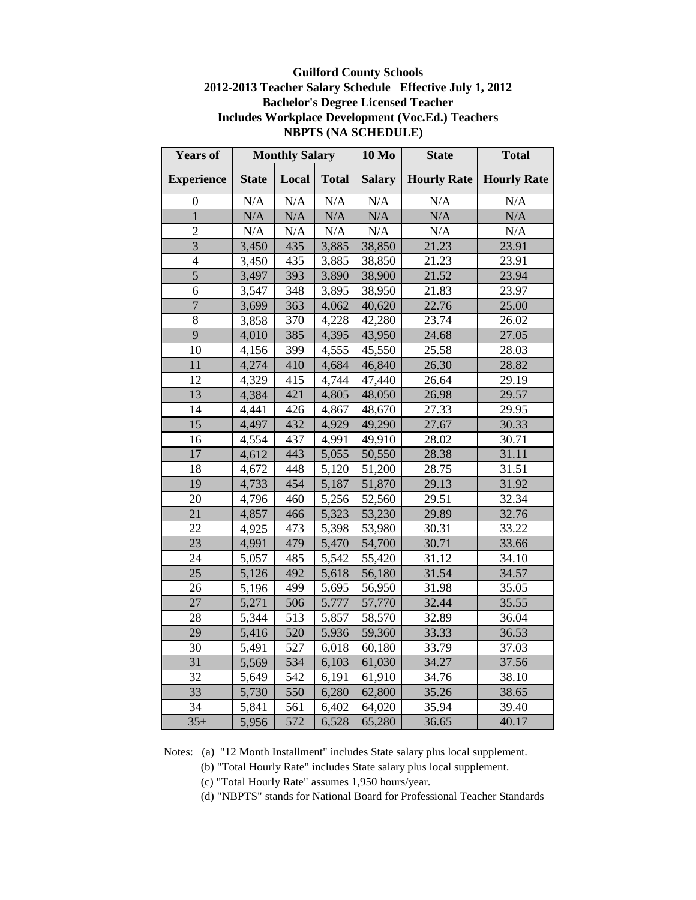**Guilford County Schools**
**2012-2013 Teacher Salary Schedule Effective July 1, 2012**
**Bachelor's Degree Licensed Teacher**
**Includes Workplace Development (Voc.Ed.) Teachers**
**NBPTS (NA SCHEDULE)**

| Years of | Monthly Salary | | | 10 Mo | State | Total |
|---|---|---|---|---|---|---|
| Experience | State | Local | Total | Salary | Hourly Rate | Hourly Rate |
| 0 | N/A | N/A | N/A | N/A | N/A | N/A |
| 1 | N/A | N/A | N/A | N/A | N/A | N/A |
| 2 | N/A | N/A | N/A | N/A | N/A | N/A |
| 3 | 3,450 | 435 | 3,885 | 38,850 | 21.23 | 23.91 |
| 4 | 3,450 | 435 | 3,885 | 38,850 | 21.23 | 23.91 |
| 5 | 3,497 | 393 | 3,890 | 38,900 | 21.52 | 23.94 |
| 6 | 3,547 | 348 | 3,895 | 38,950 | 21.83 | 23.97 |
| 7 | 3,699 | 363 | 4,062 | 40,620 | 22.76 | 25.00 |
| 8 | 3,858 | 370 | 4,228 | 42,280 | 23.74 | 26.02 |
| 9 | 4,010 | 385 | 4,395 | 43,950 | 24.68 | 27.05 |
| 10 | 4,156 | 399 | 4,555 | 45,550 | 25.58 | 28.03 |
| 11 | 4,274 | 410 | 4,684 | 46,840 | 26.30 | 28.82 |
| 12 | 4,329 | 415 | 4,744 | 47,440 | 26.64 | 29.19 |
| 13 | 4,384 | 421 | 4,805 | 48,050 | 26.98 | 29.57 |
| 14 | 4,441 | 426 | 4,867 | 48,670 | 27.33 | 29.95 |
| 15 | 4,497 | 432 | 4,929 | 49,290 | 27.67 | 30.33 |
| 16 | 4,554 | 437 | 4,991 | 49,910 | 28.02 | 30.71 |
| 17 | 4,612 | 443 | 5,055 | 50,550 | 28.38 | 31.11 |
| 18 | 4,672 | 448 | 5,120 | 51,200 | 28.75 | 31.51 |
| 19 | 4,733 | 454 | 5,187 | 51,870 | 29.13 | 31.92 |
| 20 | 4,796 | 460 | 5,256 | 52,560 | 29.51 | 32.34 |
| 21 | 4,857 | 466 | 5,323 | 53,230 | 29.89 | 32.76 |
| 22 | 4,925 | 473 | 5,398 | 53,980 | 30.31 | 33.22 |
| 23 | 4,991 | 479 | 5,470 | 54,700 | 30.71 | 33.66 |
| 24 | 5,057 | 485 | 5,542 | 55,420 | 31.12 | 34.10 |
| 25 | 5,126 | 492 | 5,618 | 56,180 | 31.54 | 34.57 |
| 26 | 5,196 | 499 | 5,695 | 56,950 | 31.98 | 35.05 |
| 27 | 5,271 | 506 | 5,777 | 57,770 | 32.44 | 35.55 |
| 28 | 5,344 | 513 | 5,857 | 58,570 | 32.89 | 36.04 |
| 29 | 5,416 | 520 | 5,936 | 59,360 | 33.33 | 36.53 |
| 30 | 5,491 | 527 | 6,018 | 60,180 | 33.79 | 37.03 |
| 31 | 5,569 | 534 | 6,103 | 61,030 | 34.27 | 37.56 |
| 32 | 5,649 | 542 | 6,191 | 61,910 | 34.76 | 38.10 |
| 33 | 5,730 | 550 | 6,280 | 62,800 | 35.26 | 38.65 |
| 34 | 5,841 | 561 | 6,402 | 64,020 | 35.94 | 39.40 |
| 35+ | 5,956 | 572 | 6,528 | 65,280 | 36.65 | 40.17 |

Notes: (a) "12 Month Installment" includes State salary plus local supplement.
(b) "Total Hourly Rate" includes State salary plus local supplement.
(c) "Total Hourly Rate" assumes 1,950 hours/year.
(d) "NBPTS" stands for National Board for Professional Teacher Standards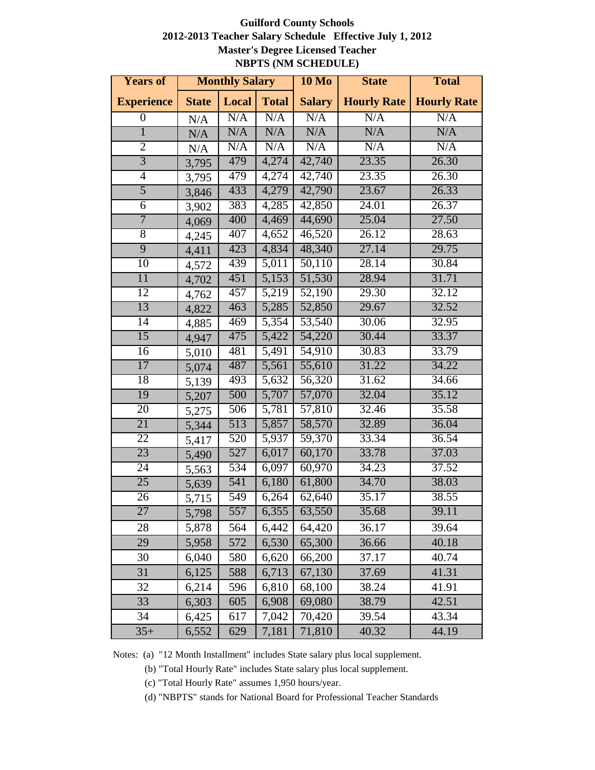**Guilford County Schools**
**2012-2013 Teacher Salary Schedule Effective July 1, 2012**
**Master's Degree Licensed Teacher**
**NBPTS (NM SCHEDULE)**

| Years of | Monthly Salary | | | 10 Mo | State | Total |
|---|---|---|---|---|---|---|
| Experience | State | Local | Total | Salary | Hourly Rate | Hourly Rate |
| 0 | N/A | N/A | N/A | N/A | N/A | N/A |
| 1 | N/A | N/A | N/A | N/A | N/A | N/A |
| 2 | N/A | N/A | N/A | N/A | N/A | N/A |
| 3 | 3,795 | 479 | 4,274 | 42,740 | 23.35 | 26.30 |
| 4 | 3,795 | 479 | 4,274 | 42,740 | 23.35 | 26.30 |
| 5 | 3,846 | 433 | 4,279 | 42,790 | 23.67 | 26.33 |
| 6 | 3,902 | 383 | 4,285 | 42,850 | 24.01 | 26.37 |
| 7 | 4,069 | 400 | 4,469 | 44,690 | 25.04 | 27.50 |
| 8 | 4,245 | 407 | 4,652 | 46,520 | 26.12 | 28.63 |
| 9 | 4,411 | 423 | 4,834 | 48,340 | 27.14 | 29.75 |
| 10 | 4,572 | 439 | 5,011 | 50,110 | 28.14 | 30.84 |
| 11 | 4,702 | 451 | 5,153 | 51,530 | 28.94 | 31.71 |
| 12 | 4,762 | 457 | 5,219 | 52,190 | 29.30 | 32.12 |
| 13 | 4,822 | 463 | 5,285 | 52,850 | 29.67 | 32.52 |
| 14 | 4,885 | 469 | 5,354 | 53,540 | 30.06 | 32.95 |
| 15 | 4,947 | 475 | 5,422 | 54,220 | 30.44 | 33.37 |
| 16 | 5,010 | 481 | 5,491 | 54,910 | 30.83 | 33.79 |
| 17 | 5,074 | 487 | 5,561 | 55,610 | 31.22 | 34.22 |
| 18 | 5,139 | 493 | 5,632 | 56,320 | 31.62 | 34.66 |
| 19 | 5,207 | 500 | 5,707 | 57,070 | 32.04 | 35.12 |
| 20 | 5,275 | 506 | 5,781 | 57,810 | 32.46 | 35.58 |
| 21 | 5,344 | 513 | 5,857 | 58,570 | 32.89 | 36.04 |
| 22 | 5,417 | 520 | 5,937 | 59,370 | 33.34 | 36.54 |
| 23 | 5,490 | 527 | 6,017 | 60,170 | 33.78 | 37.03 |
| 24 | 5,563 | 534 | 6,097 | 60,970 | 34.23 | 37.52 |
| 25 | 5,639 | 541 | 6,180 | 61,800 | 34.70 | 38.03 |
| 26 | 5,715 | 549 | 6,264 | 62,640 | 35.17 | 38.55 |
| 27 | 5,798 | 557 | 6,355 | 63,550 | 35.68 | 39.11 |
| 28 | 5,878 | 564 | 6,442 | 64,420 | 36.17 | 39.64 |
| 29 | 5,958 | 572 | 6,530 | 65,300 | 36.66 | 40.18 |
| 30 | 6,040 | 580 | 6,620 | 66,200 | 37.17 | 40.74 |
| 31 | 6,125 | 588 | 6,713 | 67,130 | 37.69 | 41.31 |
| 32 | 6,214 | 596 | 6,810 | 68,100 | 38.24 | 41.91 |
| 33 | 6,303 | 605 | 6,908 | 69,080 | 38.79 | 42.51 |
| 34 | 6,425 | 617 | 7,042 | 70,420 | 39.54 | 43.34 |
| 35+ | 6,552 | 629 | 7,181 | 71,810 | 40.32 | 44.19 |

Notes: (a) "12 Month Installment" includes State salary plus local supplement.

(b) "Total Hourly Rate" includes State salary plus local supplement.

(c) "Total Hourly Rate" assumes 1,950 hours/year.

(d) "NBPTS" stands for National Board for Professional Teacher Standards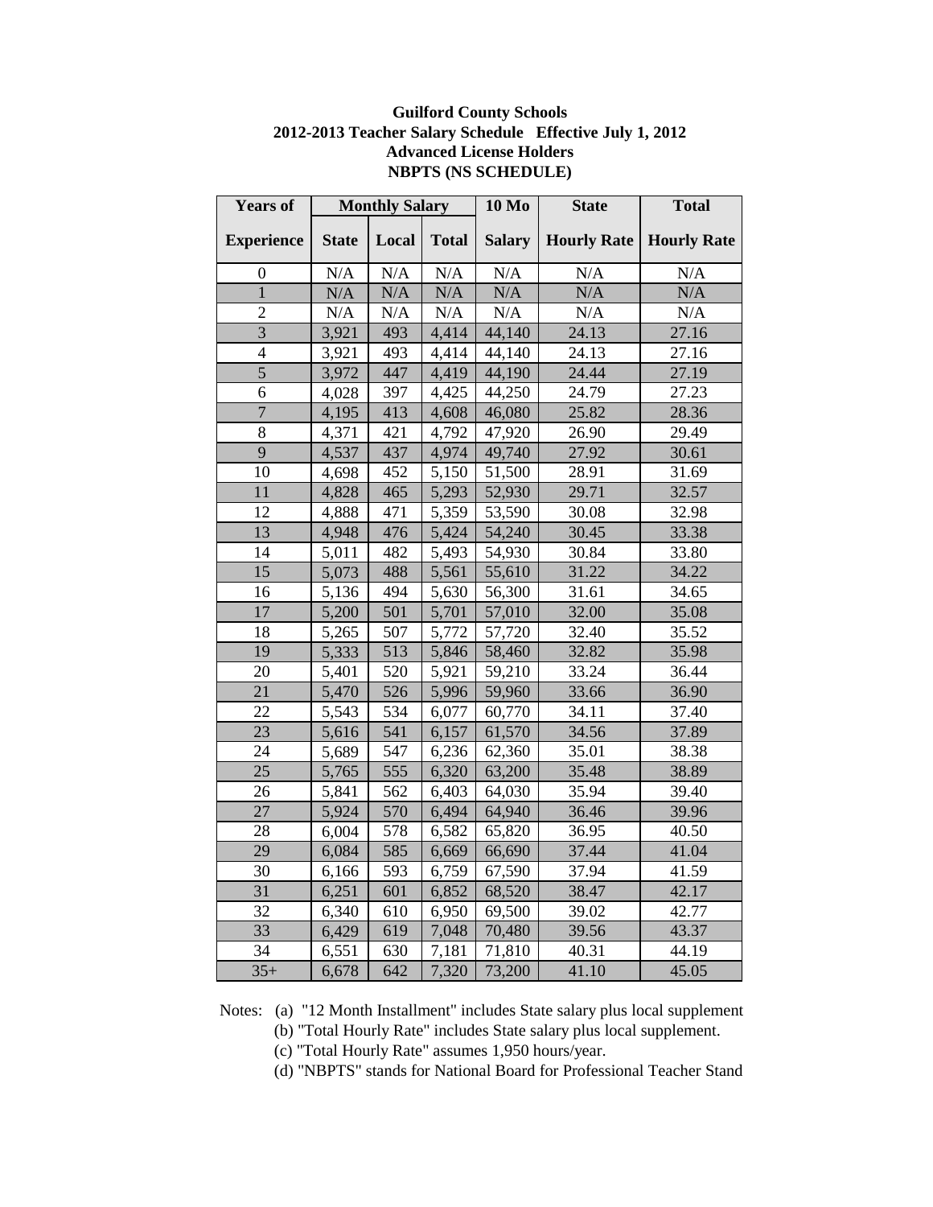**Guilford County Schools**
**2012-2013 Teacher Salary Schedule   Effective July 1, 2012**
**Advanced License Holders**
**NBPTS (NS SCHEDULE)**

| Years of | Monthly Salary | | | 10 Mo | State | Total |
|---|---|---|---|---|---|---|
| Experience | State | Local | Total | Salary | Hourly Rate | Hourly Rate |
| 0 | N/A | N/A | N/A | N/A | N/A | N/A |
| 1 | N/A | N/A | N/A | N/A | N/A | N/A |
| 2 | N/A | N/A | N/A | N/A | N/A | N/A |
| 3 | 3,921 | 493 | 4,414 | 44,140 | 24.13 | 27.16 |
| 4 | 3,921 | 493 | 4,414 | 44,140 | 24.13 | 27.16 |
| 5 | 3,972 | 447 | 4,419 | 44,190 | 24.44 | 27.19 |
| 6 | 4,028 | 397 | 4,425 | 44,250 | 24.79 | 27.23 |
| 7 | 4,195 | 413 | 4,608 | 46,080 | 25.82 | 28.36 |
| 8 | 4,371 | 421 | 4,792 | 47,920 | 26.90 | 29.49 |
| 9 | 4,537 | 437 | 4,974 | 49,740 | 27.92 | 30.61 |
| 10 | 4,698 | 452 | 5,150 | 51,500 | 28.91 | 31.69 |
| 11 | 4,828 | 465 | 5,293 | 52,930 | 29.71 | 32.57 |
| 12 | 4,888 | 471 | 5,359 | 53,590 | 30.08 | 32.98 |
| 13 | 4,948 | 476 | 5,424 | 54,240 | 30.45 | 33.38 |
| 14 | 5,011 | 482 | 5,493 | 54,930 | 30.84 | 33.80 |
| 15 | 5,073 | 488 | 5,561 | 55,610 | 31.22 | 34.22 |
| 16 | 5,136 | 494 | 5,630 | 56,300 | 31.61 | 34.65 |
| 17 | 5,200 | 501 | 5,701 | 57,010 | 32.00 | 35.08 |
| 18 | 5,265 | 507 | 5,772 | 57,720 | 32.40 | 35.52 |
| 19 | 5,333 | 513 | 5,846 | 58,460 | 32.82 | 35.98 |
| 20 | 5,401 | 520 | 5,921 | 59,210 | 33.24 | 36.44 |
| 21 | 5,470 | 526 | 5,996 | 59,960 | 33.66 | 36.90 |
| 22 | 5,543 | 534 | 6,077 | 60,770 | 34.11 | 37.40 |
| 23 | 5,616 | 541 | 6,157 | 61,570 | 34.56 | 37.89 |
| 24 | 5,689 | 547 | 6,236 | 62,360 | 35.01 | 38.38 |
| 25 | 5,765 | 555 | 6,320 | 63,200 | 35.48 | 38.89 |
| 26 | 5,841 | 562 | 6,403 | 64,030 | 35.94 | 39.40 |
| 27 | 5,924 | 570 | 6,494 | 64,940 | 36.46 | 39.96 |
| 28 | 6,004 | 578 | 6,582 | 65,820 | 36.95 | 40.50 |
| 29 | 6,084 | 585 | 6,669 | 66,690 | 37.44 | 41.04 |
| 30 | 6,166 | 593 | 6,759 | 67,590 | 37.94 | 41.59 |
| 31 | 6,251 | 601 | 6,852 | 68,520 | 38.47 | 42.17 |
| 32 | 6,340 | 610 | 6,950 | 69,500 | 39.02 | 42.77 |
| 33 | 6,429 | 619 | 7,048 | 70,480 | 39.56 | 43.37 |
| 34 | 6,551 | 630 | 7,181 | 71,810 | 40.31 | 44.19 |
| 35+ | 6,678 | 642 | 7,320 | 73,200 | 41.10 | 45.05 |

Notes: (a) "12 Month Installment" includes State salary plus local supplement
(b) "Total Hourly Rate" includes State salary plus local supplement.
(c) "Total Hourly Rate" assumes 1,950 hours/year.
(d) "NBPTS" stands for National Board for Professional Teacher Stand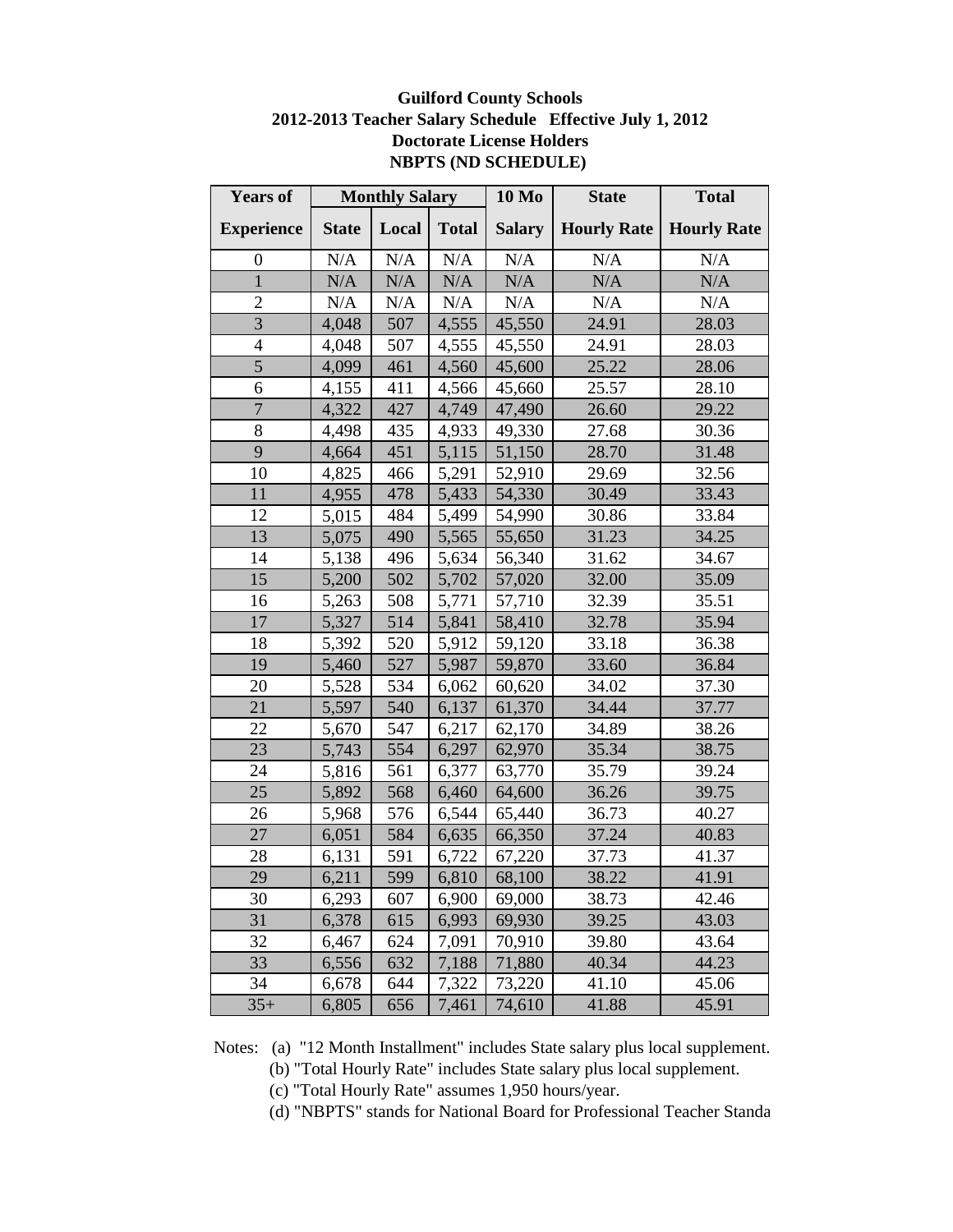# Guilford County Schools
## 2012-2013 Teacher Salary Schedule Effective July 1, 2012
## Doctorate License Holders
## NBPTS (ND SCHEDULE)

| Years of | Monthly Salary | | | 10 Mo | State | Total |
|---|---|---|---|---|---|---|
| Experience | State | Local | Total | Salary | Hourly Rate | Hourly Rate |
| 0 | N/A | N/A | N/A | N/A | N/A | N/A |
| 1 | N/A | N/A | N/A | N/A | N/A | N/A |
| 2 | N/A | N/A | N/A | N/A | N/A | N/A |
| 3 | 4,048 | 507 | 4,555 | 45,550 | 24.91 | 28.03 |
| 4 | 4,048 | 507 | 4,555 | 45,550 | 24.91 | 28.03 |
| 5 | 4,099 | 461 | 4,560 | 45,600 | 25.22 | 28.06 |
| 6 | 4,155 | 411 | 4,566 | 45,660 | 25.57 | 28.10 |
| 7 | 4,322 | 427 | 4,749 | 47,490 | 26.60 | 29.22 |
| 8 | 4,498 | 435 | 4,933 | 49,330 | 27.68 | 30.36 |
| 9 | 4,664 | 451 | 5,115 | 51,150 | 28.70 | 31.48 |
| 10 | 4,825 | 466 | 5,291 | 52,910 | 29.69 | 32.56 |
| 11 | 4,955 | 478 | 5,433 | 54,330 | 30.49 | 33.43 |
| 12 | 5,015 | 484 | 5,499 | 54,990 | 30.86 | 33.84 |
| 13 | 5,075 | 490 | 5,565 | 55,650 | 31.23 | 34.25 |
| 14 | 5,138 | 496 | 5,634 | 56,340 | 31.62 | 34.67 |
| 15 | 5,200 | 502 | 5,702 | 57,020 | 32.00 | 35.09 |
| 16 | 5,263 | 508 | 5,771 | 57,710 | 32.39 | 35.51 |
| 17 | 5,327 | 514 | 5,841 | 58,410 | 32.78 | 35.94 |
| 18 | 5,392 | 520 | 5,912 | 59,120 | 33.18 | 36.38 |
| 19 | 5,460 | 527 | 5,987 | 59,870 | 33.60 | 36.84 |
| 20 | 5,528 | 534 | 6,062 | 60,620 | 34.02 | 37.30 |
| 21 | 5,597 | 540 | 6,137 | 61,370 | 34.44 | 37.77 |
| 22 | 5,670 | 547 | 6,217 | 62,170 | 34.89 | 38.26 |
| 23 | 5,743 | 554 | 6,297 | 62,970 | 35.34 | 38.75 |
| 24 | 5,816 | 561 | 6,377 | 63,770 | 35.79 | 39.24 |
| 25 | 5,892 | 568 | 6,460 | 64,600 | 36.26 | 39.75 |
| 26 | 5,968 | 576 | 6,544 | 65,440 | 36.73 | 40.27 |
| 27 | 6,051 | 584 | 6,635 | 66,350 | 37.24 | 40.83 |
| 28 | 6,131 | 591 | 6,722 | 67,220 | 37.73 | 41.37 |
| 29 | 6,211 | 599 | 6,810 | 68,100 | 38.22 | 41.91 |
| 30 | 6,293 | 607 | 6,900 | 69,000 | 38.73 | 42.46 |
| 31 | 6,378 | 615 | 6,993 | 69,930 | 39.25 | 43.03 |
| 32 | 6,467 | 624 | 7,091 | 70,910 | 39.80 | 43.64 |
| 33 | 6,556 | 632 | 7,188 | 71,880 | 40.34 | 44.23 |
| 34 | 6,678 | 644 | 7,322 | 73,220 | 41.10 | 45.06 |
| 35+ | 6,805 | 656 | 7,461 | 74,610 | 41.88 | 45.91 |

Notes: (a) "12 Month Installment" includes State salary plus local supplement.
(b) "Total Hourly Rate" includes State salary plus local supplement.
(c) "Total Hourly Rate" assumes 1,950 hours/year.
(d) "NBPTS" stands for National Board for Professional Teacher Standa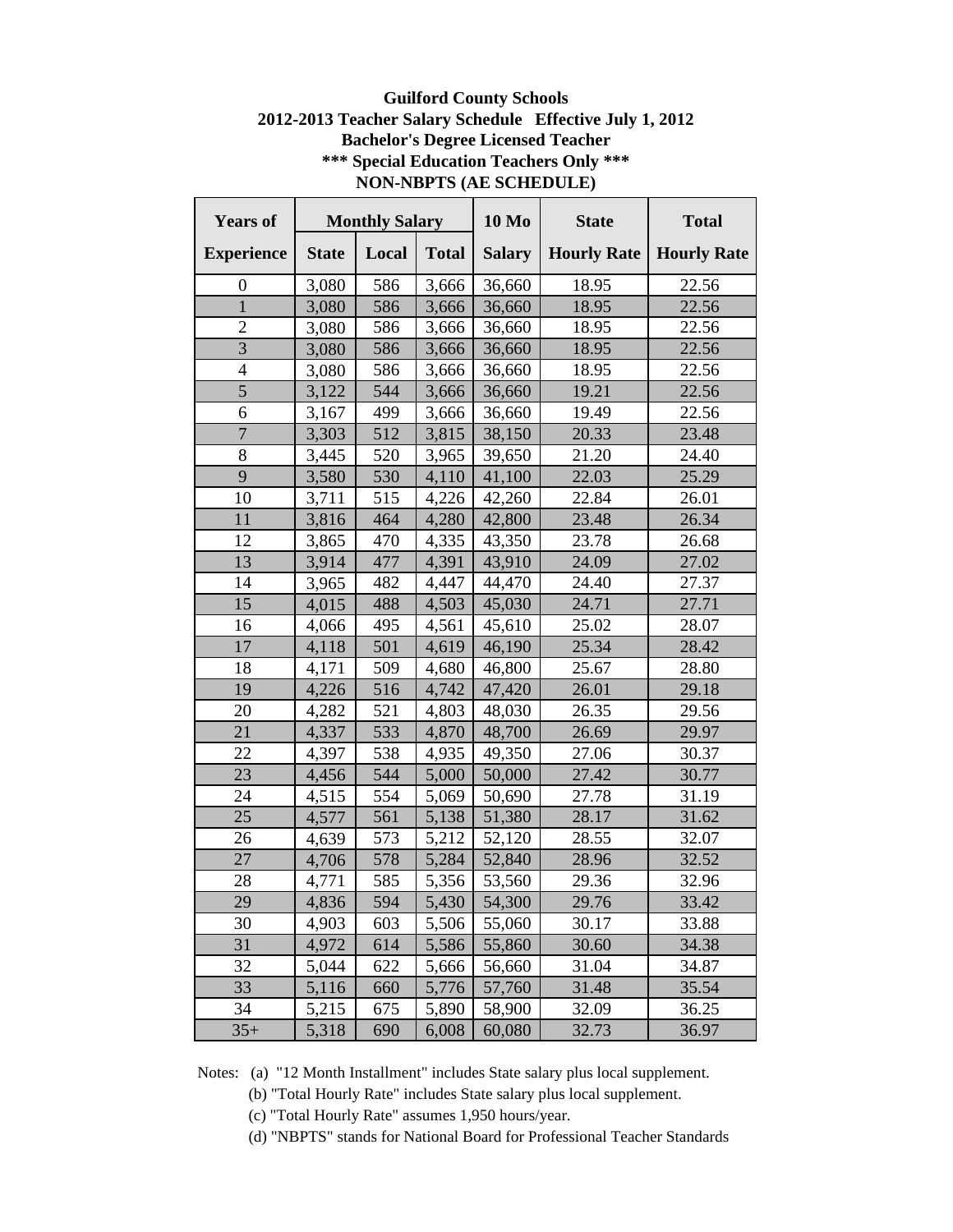**Guilford County Schools**
**2012-2013 Teacher Salary Schedule Effective July 1, 2012**
**Bachelor's Degree Licensed Teacher**
**\*\*\* Special Education Teachers Only \*\*\***
**NON-NBPTS (AE SCHEDULE)**

| Years of | Monthly Salary | | | 10 Mo | State | Total |
|---|---|---|---|---|---|---|
| Experience | State | Local | Total | Salary | Hourly Rate | Hourly Rate |
| 0 | 3,080 | 586 | 3,666 | 36,660 | 18.95 | 22.56 |
| 1 | 3,080 | 586 | 3,666 | 36,660 | 18.95 | 22.56 |
| 2 | 3,080 | 586 | 3,666 | 36,660 | 18.95 | 22.56 |
| 3 | 3,080 | 586 | 3,666 | 36,660 | 18.95 | 22.56 |
| 4 | 3,080 | 586 | 3,666 | 36,660 | 18.95 | 22.56 |
| 5 | 3,122 | 544 | 3,666 | 36,660 | 19.21 | 22.56 |
| 6 | 3,167 | 499 | 3,666 | 36,660 | 19.49 | 22.56 |
| 7 | 3,303 | 512 | 3,815 | 38,150 | 20.33 | 23.48 |
| 8 | 3,445 | 520 | 3,965 | 39,650 | 21.20 | 24.40 |
| 9 | 3,580 | 530 | 4,110 | 41,100 | 22.03 | 25.29 |
| 10 | 3,711 | 515 | 4,226 | 42,260 | 22.84 | 26.01 |
| 11 | 3,816 | 464 | 4,280 | 42,800 | 23.48 | 26.34 |
| 12 | 3,865 | 470 | 4,335 | 43,350 | 23.78 | 26.68 |
| 13 | 3,914 | 477 | 4,391 | 43,910 | 24.09 | 27.02 |
| 14 | 3,965 | 482 | 4,447 | 44,470 | 24.40 | 27.37 |
| 15 | 4,015 | 488 | 4,503 | 45,030 | 24.71 | 27.71 |
| 16 | 4,066 | 495 | 4,561 | 45,610 | 25.02 | 28.07 |
| 17 | 4,118 | 501 | 4,619 | 46,190 | 25.34 | 28.42 |
| 18 | 4,171 | 509 | 4,680 | 46,800 | 25.67 | 28.80 |
| 19 | 4,226 | 516 | 4,742 | 47,420 | 26.01 | 29.18 |
| 20 | 4,282 | 521 | 4,803 | 48,030 | 26.35 | 29.56 |
| 21 | 4,337 | 533 | 4,870 | 48,700 | 26.69 | 29.97 |
| 22 | 4,397 | 538 | 4,935 | 49,350 | 27.06 | 30.37 |
| 23 | 4,456 | 544 | 5,000 | 50,000 | 27.42 | 30.77 |
| 24 | 4,515 | 554 | 5,069 | 50,690 | 27.78 | 31.19 |
| 25 | 4,577 | 561 | 5,138 | 51,380 | 28.17 | 31.62 |
| 26 | 4,639 | 573 | 5,212 | 52,120 | 28.55 | 32.07 |
| 27 | 4,706 | 578 | 5,284 | 52,840 | 28.96 | 32.52 |
| 28 | 4,771 | 585 | 5,356 | 53,560 | 29.36 | 32.96 |
| 29 | 4,836 | 594 | 5,430 | 54,300 | 29.76 | 33.42 |
| 30 | 4,903 | 603 | 5,506 | 55,060 | 30.17 | 33.88 |
| 31 | 4,972 | 614 | 5,586 | 55,860 | 30.60 | 34.38 |
| 32 | 5,044 | 622 | 5,666 | 56,660 | 31.04 | 34.87 |
| 33 | 5,116 | 660 | 5,776 | 57,760 | 31.48 | 35.54 |
| 34 | 5,215 | 675 | 5,890 | 58,900 | 32.09 | 36.25 |
| 35+ | 5,318 | 690 | 6,008 | 60,080 | 32.73 | 36.97 |

Notes: (a) "12 Month Installment" includes State salary plus local supplement.

(b) "Total Hourly Rate" includes State salary plus local supplement.

(c) "Total Hourly Rate" assumes 1,950 hours/year.

(d) "NBPTS" stands for National Board for Professional Teacher Standards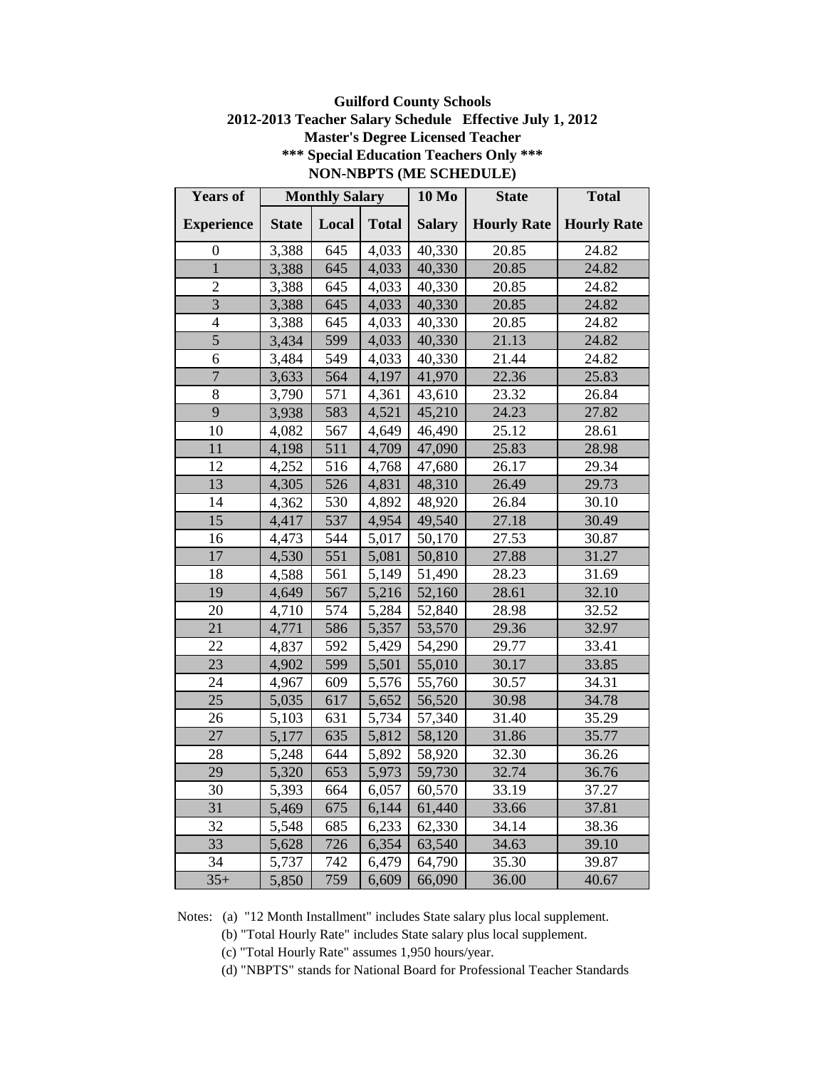**Guilford County Schools**

**2012-2013 Teacher Salary Schedule Effective July 1, 2012**

**Master's Degree Licensed Teacher**

**\*\*\* Special Education Teachers Only \*\*\***

**NON-NBPTS (ME SCHEDULE)**

| Years of | Monthly Salary | | | 10 Mo | State | Total |
|---|---|---|---|---|---|---|
| Experience | State | Local | Total | Salary | Hourly Rate | Hourly Rate |
| 0 | 3,388 | 645 | 4,033 | 40,330 | 20.85 | 24.82 |
| 1 | 3,388 | 645 | 4,033 | 40,330 | 20.85 | 24.82 |
| 2 | 3,388 | 645 | 4,033 | 40,330 | 20.85 | 24.82 |
| 3 | 3,388 | 645 | 4,033 | 40,330 | 20.85 | 24.82 |
| 4 | 3,388 | 645 | 4,033 | 40,330 | 20.85 | 24.82 |
| 5 | 3,434 | 599 | 4,033 | 40,330 | 21.13 | 24.82 |
| 6 | 3,484 | 549 | 4,033 | 40,330 | 21.44 | 24.82 |
| 7 | 3,633 | 564 | 4,197 | 41,970 | 22.36 | 25.83 |
| 8 | 3,790 | 571 | 4,361 | 43,610 | 23.32 | 26.84 |
| 9 | 3,938 | 583 | 4,521 | 45,210 | 24.23 | 27.82 |
| 10 | 4,082 | 567 | 4,649 | 46,490 | 25.12 | 28.61 |
| 11 | 4,198 | 511 | 4,709 | 47,090 | 25.83 | 28.98 |
| 12 | 4,252 | 516 | 4,768 | 47,680 | 26.17 | 29.34 |
| 13 | 4,305 | 526 | 4,831 | 48,310 | 26.49 | 29.73 |
| 14 | 4,362 | 530 | 4,892 | 48,920 | 26.84 | 30.10 |
| 15 | 4,417 | 537 | 4,954 | 49,540 | 27.18 | 30.49 |
| 16 | 4,473 | 544 | 5,017 | 50,170 | 27.53 | 30.87 |
| 17 | 4,530 | 551 | 5,081 | 50,810 | 27.88 | 31.27 |
| 18 | 4,588 | 561 | 5,149 | 51,490 | 28.23 | 31.69 |
| 19 | 4,649 | 567 | 5,216 | 52,160 | 28.61 | 32.10 |
| 20 | 4,710 | 574 | 5,284 | 52,840 | 28.98 | 32.52 |
| 21 | 4,771 | 586 | 5,357 | 53,570 | 29.36 | 32.97 |
| 22 | 4,837 | 592 | 5,429 | 54,290 | 29.77 | 33.41 |
| 23 | 4,902 | 599 | 5,501 | 55,010 | 30.17 | 33.85 |
| 24 | 4,967 | 609 | 5,576 | 55,760 | 30.57 | 34.31 |
| 25 | 5,035 | 617 | 5,652 | 56,520 | 30.98 | 34.78 |
| 26 | 5,103 | 631 | 5,734 | 57,340 | 31.40 | 35.29 |
| 27 | 5,177 | 635 | 5,812 | 58,120 | 31.86 | 35.77 |
| 28 | 5,248 | 644 | 5,892 | 58,920 | 32.30 | 36.26 |
| 29 | 5,320 | 653 | 5,973 | 59,730 | 32.74 | 36.76 |
| 30 | 5,393 | 664 | 6,057 | 60,570 | 33.19 | 37.27 |
| 31 | 5,469 | 675 | 6,144 | 61,440 | 33.66 | 37.81 |
| 32 | 5,548 | 685 | 6,233 | 62,330 | 34.14 | 38.36 |
| 33 | 5,628 | 726 | 6,354 | 63,540 | 34.63 | 39.10 |
| 34 | 5,737 | 742 | 6,479 | 64,790 | 35.30 | 39.87 |
| 35+ | 5,850 | 759 | 6,609 | 66,090 | 36.00 | 40.67 |

Notes: (a) "12 Month Installment" includes State salary plus local supplement.

(b) "Total Hourly Rate" includes State salary plus local supplement.

(c) "Total Hourly Rate" assumes 1,950 hours/year.

(d) "NBPTS" stands for National Board for Professional Teacher Standards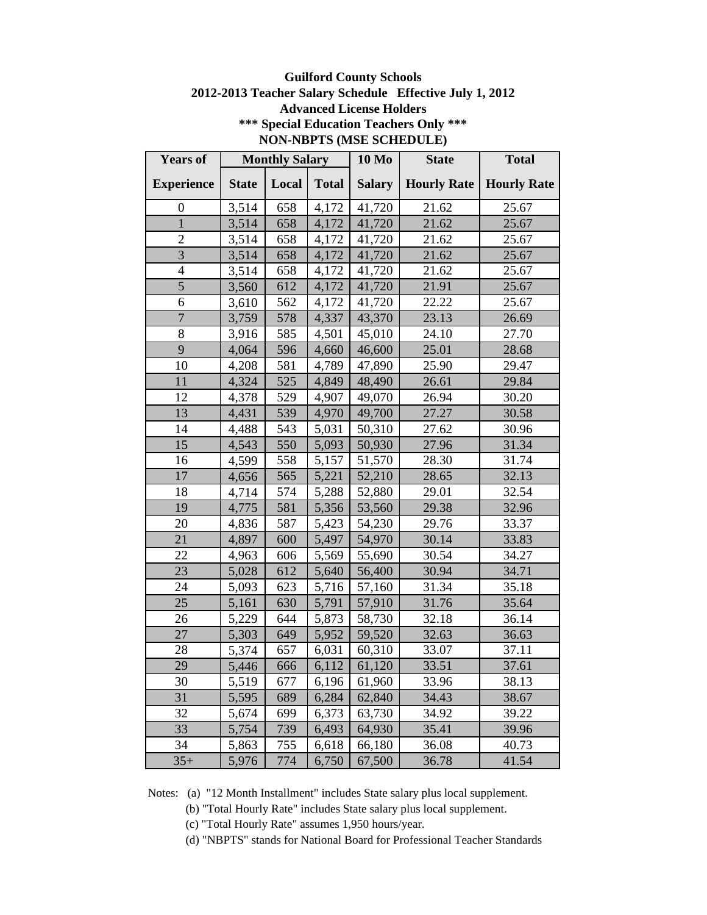**Guilford County Schools**
**2012-2013 Teacher Salary Schedule Effective July 1, 2012**
**Advanced License Holders**
**\*\*\* Special Education Teachers Only \*\*\***
**NON-NBPTS (MSE SCHEDULE)**

| Years of | Monthly Salary | | | 10 Mo | State | Total |
|---|---|---|---|---|---|---|
| Experience | State | Local | Total | Salary | Hourly Rate | Hourly Rate |
| 0 | 3,514 | 658 | 4,172 | 41,720 | 21.62 | 25.67 |
| 1 | 3,514 | 658 | 4,172 | 41,720 | 21.62 | 25.67 |
| 2 | 3,514 | 658 | 4,172 | 41,720 | 21.62 | 25.67 |
| 3 | 3,514 | 658 | 4,172 | 41,720 | 21.62 | 25.67 |
| 4 | 3,514 | 658 | 4,172 | 41,720 | 21.62 | 25.67 |
| 5 | 3,560 | 612 | 4,172 | 41,720 | 21.91 | 25.67 |
| 6 | 3,610 | 562 | 4,172 | 41,720 | 22.22 | 25.67 |
| 7 | 3,759 | 578 | 4,337 | 43,370 | 23.13 | 26.69 |
| 8 | 3,916 | 585 | 4,501 | 45,010 | 24.10 | 27.70 |
| 9 | 4,064 | 596 | 4,660 | 46,600 | 25.01 | 28.68 |
| 10 | 4,208 | 581 | 4,789 | 47,890 | 25.90 | 29.47 |
| 11 | 4,324 | 525 | 4,849 | 48,490 | 26.61 | 29.84 |
| 12 | 4,378 | 529 | 4,907 | 49,070 | 26.94 | 30.20 |
| 13 | 4,431 | 539 | 4,970 | 49,700 | 27.27 | 30.58 |
| 14 | 4,488 | 543 | 5,031 | 50,310 | 27.62 | 30.96 |
| 15 | 4,543 | 550 | 5,093 | 50,930 | 27.96 | 31.34 |
| 16 | 4,599 | 558 | 5,157 | 51,570 | 28.30 | 31.74 |
| 17 | 4,656 | 565 | 5,221 | 52,210 | 28.65 | 32.13 |
| 18 | 4,714 | 574 | 5,288 | 52,880 | 29.01 | 32.54 |
| 19 | 4,775 | 581 | 5,356 | 53,560 | 29.38 | 32.96 |
| 20 | 4,836 | 587 | 5,423 | 54,230 | 29.76 | 33.37 |
| 21 | 4,897 | 600 | 5,497 | 54,970 | 30.14 | 33.83 |
| 22 | 4,963 | 606 | 5,569 | 55,690 | 30.54 | 34.27 |
| 23 | 5,028 | 612 | 5,640 | 56,400 | 30.94 | 34.71 |
| 24 | 5,093 | 623 | 5,716 | 57,160 | 31.34 | 35.18 |
| 25 | 5,161 | 630 | 5,791 | 57,910 | 31.76 | 35.64 |
| 26 | 5,229 | 644 | 5,873 | 58,730 | 32.18 | 36.14 |
| 27 | 5,303 | 649 | 5,952 | 59,520 | 32.63 | 36.63 |
| 28 | 5,374 | 657 | 6,031 | 60,310 | 33.07 | 37.11 |
| 29 | 5,446 | 666 | 6,112 | 61,120 | 33.51 | 37.61 |
| 30 | 5,519 | 677 | 6,196 | 61,960 | 33.96 | 38.13 |
| 31 | 5,595 | 689 | 6,284 | 62,840 | 34.43 | 38.67 |
| 32 | 5,674 | 699 | 6,373 | 63,730 | 34.92 | 39.22 |
| 33 | 5,754 | 739 | 6,493 | 64,930 | 35.41 | 39.96 |
| 34 | 5,863 | 755 | 6,618 | 66,180 | 36.08 | 40.73 |
| 35+ | 5,976 | 774 | 6,750 | 67,500 | 36.78 | 41.54 |

Notes: (a) "12 Month Installment" includes State salary plus local supplement.
(b) "Total Hourly Rate" includes State salary plus local supplement.
(c) "Total Hourly Rate" assumes 1,950 hours/year.
(d) "NBPTS" stands for National Board for Professional Teacher Standards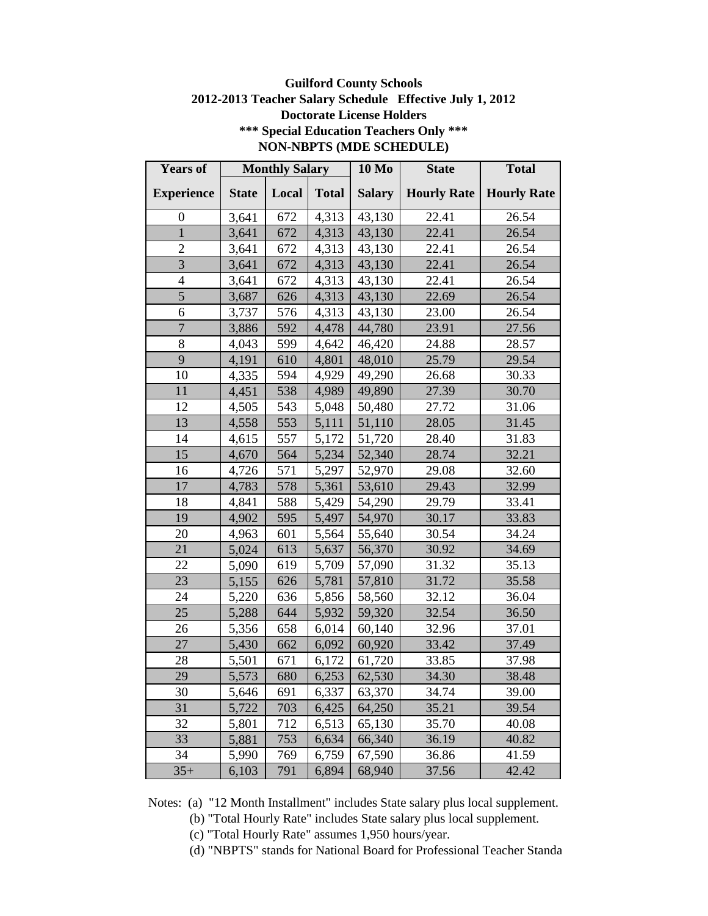**Guilford County Schools**
**2012-2013 Teacher Salary Schedule Effective July 1, 2012**
**Doctorate License Holders**
**\*\*\* Special Education Teachers Only \*\*\***
**NON-NBPTS (MDE SCHEDULE)**

| Years of | Monthly Salary | | | 10 Mo | State | Total |
|---|---|---|---|---|---|---|
| Experience | State | Local | Total | Salary | Hourly Rate | Hourly Rate |
| 0 | 3,641 | 672 | 4,313 | 43,130 | 22.41 | 26.54 |
| 1 | 3,641 | 672 | 4,313 | 43,130 | 22.41 | 26.54 |
| 2 | 3,641 | 672 | 4,313 | 43,130 | 22.41 | 26.54 |
| 3 | 3,641 | 672 | 4,313 | 43,130 | 22.41 | 26.54 |
| 4 | 3,641 | 672 | 4,313 | 43,130 | 22.41 | 26.54 |
| 5 | 3,687 | 626 | 4,313 | 43,130 | 22.69 | 26.54 |
| 6 | 3,737 | 576 | 4,313 | 43,130 | 23.00 | 26.54 |
| 7 | 3,886 | 592 | 4,478 | 44,780 | 23.91 | 27.56 |
| 8 | 4,043 | 599 | 4,642 | 46,420 | 24.88 | 28.57 |
| 9 | 4,191 | 610 | 4,801 | 48,010 | 25.79 | 29.54 |
| 10 | 4,335 | 594 | 4,929 | 49,290 | 26.68 | 30.33 |
| 11 | 4,451 | 538 | 4,989 | 49,890 | 27.39 | 30.70 |
| 12 | 4,505 | 543 | 5,048 | 50,480 | 27.72 | 31.06 |
| 13 | 4,558 | 553 | 5,111 | 51,110 | 28.05 | 31.45 |
| 14 | 4,615 | 557 | 5,172 | 51,720 | 28.40 | 31.83 |
| 15 | 4,670 | 564 | 5,234 | 52,340 | 28.74 | 32.21 |
| 16 | 4,726 | 571 | 5,297 | 52,970 | 29.08 | 32.60 |
| 17 | 4,783 | 578 | 5,361 | 53,610 | 29.43 | 32.99 |
| 18 | 4,841 | 588 | 5,429 | 54,290 | 29.79 | 33.41 |
| 19 | 4,902 | 595 | 5,497 | 54,970 | 30.17 | 33.83 |
| 20 | 4,963 | 601 | 5,564 | 55,640 | 30.54 | 34.24 |
| 21 | 5,024 | 613 | 5,637 | 56,370 | 30.92 | 34.69 |
| 22 | 5,090 | 619 | 5,709 | 57,090 | 31.32 | 35.13 |
| 23 | 5,155 | 626 | 5,781 | 57,810 | 31.72 | 35.58 |
| 24 | 5,220 | 636 | 5,856 | 58,560 | 32.12 | 36.04 |
| 25 | 5,288 | 644 | 5,932 | 59,320 | 32.54 | 36.50 |
| 26 | 5,356 | 658 | 6,014 | 60,140 | 32.96 | 37.01 |
| 27 | 5,430 | 662 | 6,092 | 60,920 | 33.42 | 37.49 |
| 28 | 5,501 | 671 | 6,172 | 61,720 | 33.85 | 37.98 |
| 29 | 5,573 | 680 | 6,253 | 62,530 | 34.30 | 38.48 |
| 30 | 5,646 | 691 | 6,337 | 63,370 | 34.74 | 39.00 |
| 31 | 5,722 | 703 | 6,425 | 64,250 | 35.21 | 39.54 |
| 32 | 5,801 | 712 | 6,513 | 65,130 | 35.70 | 40.08 |
| 33 | 5,881 | 753 | 6,634 | 66,340 | 36.19 | 40.82 |
| 34 | 5,990 | 769 | 6,759 | 67,590 | 36.86 | 41.59 |
| 35+ | 6,103 | 791 | 6,894 | 68,940 | 37.56 | 42.42 |

Notes: (a) "12 Month Installment" includes State salary plus local supplement.
(b) "Total Hourly Rate" includes State salary plus local supplement.
(c) "Total Hourly Rate" assumes 1,950 hours/year.
(d) "NBPTS" stands for National Board for Professional Teacher Standa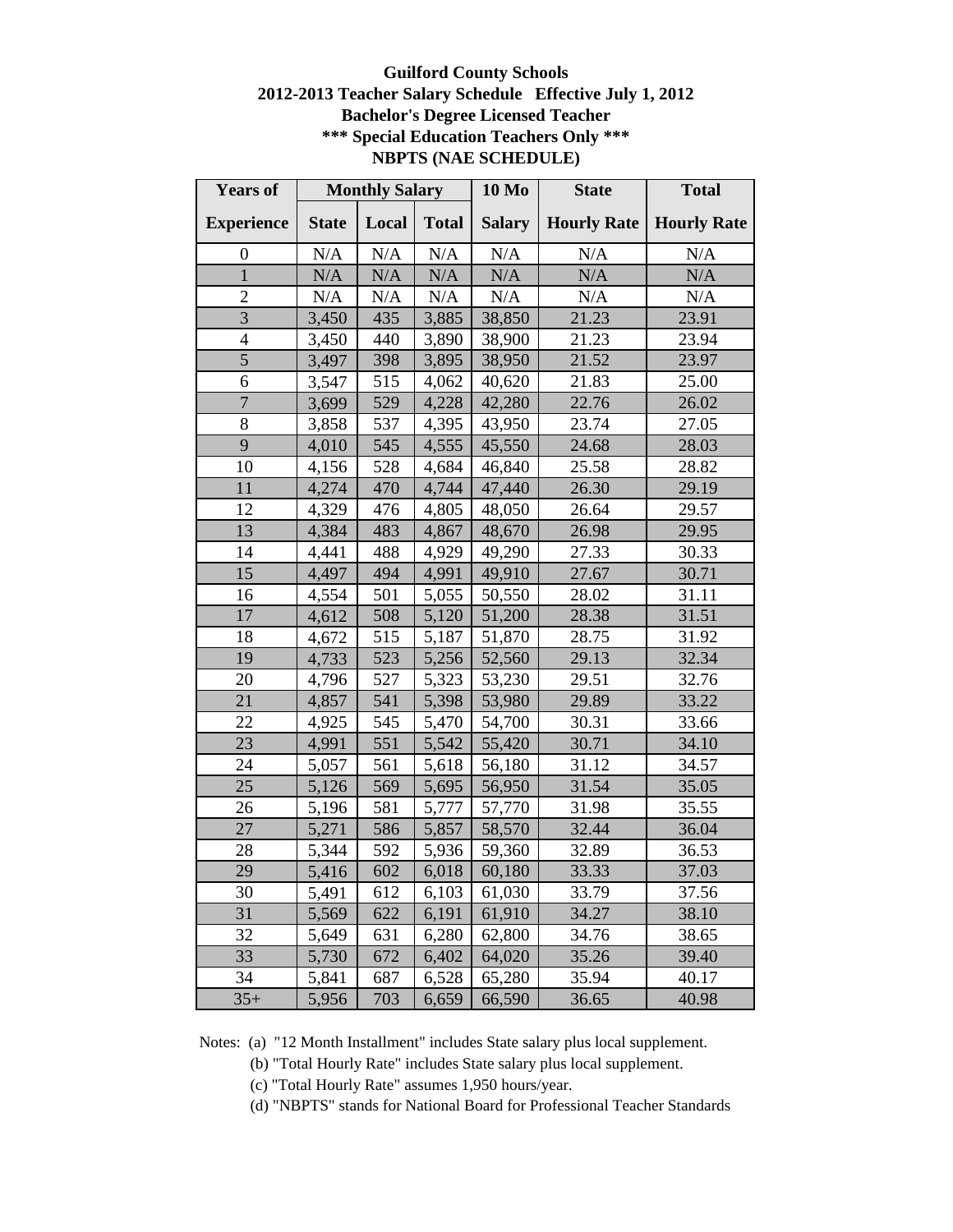**Guilford County Schools**
**2012-2013 Teacher Salary Schedule Effective July 1, 2012**
**Bachelor's Degree Licensed Teacher**
**\*\*\* Special Education Teachers Only \*\*\***
**NBPTS (NAE SCHEDULE)**

| Years of | Monthly Salary | | | 10 Mo | State | Total |
|---|---|---|---|---|---|---|
| Experience | State | Local | Total | Salary | Hourly Rate | Hourly Rate |
| 0 | N/A | N/A | N/A | N/A | N/A | N/A |
| 1 | N/A | N/A | N/A | N/A | N/A | N/A |
| 2 | N/A | N/A | N/A | N/A | N/A | N/A |
| 3 | 3,450 | 435 | 3,885 | 38,850 | 21.23 | 23.91 |
| 4 | 3,450 | 440 | 3,890 | 38,900 | 21.23 | 23.94 |
| 5 | 3,497 | 398 | 3,895 | 38,950 | 21.52 | 23.97 |
| 6 | 3,547 | 515 | 4,062 | 40,620 | 21.83 | 25.00 |
| 7 | 3,699 | 529 | 4,228 | 42,280 | 22.76 | 26.02 |
| 8 | 3,858 | 537 | 4,395 | 43,950 | 23.74 | 27.05 |
| 9 | 4,010 | 545 | 4,555 | 45,550 | 24.68 | 28.03 |
| 10 | 4,156 | 528 | 4,684 | 46,840 | 25.58 | 28.82 |
| 11 | 4,274 | 470 | 4,744 | 47,440 | 26.30 | 29.19 |
| 12 | 4,329 | 476 | 4,805 | 48,050 | 26.64 | 29.57 |
| 13 | 4,384 | 483 | 4,867 | 48,670 | 26.98 | 29.95 |
| 14 | 4,441 | 488 | 4,929 | 49,290 | 27.33 | 30.33 |
| 15 | 4,497 | 494 | 4,991 | 49,910 | 27.67 | 30.71 |
| 16 | 4,554 | 501 | 5,055 | 50,550 | 28.02 | 31.11 |
| 17 | 4,612 | 508 | 5,120 | 51,200 | 28.38 | 31.51 |
| 18 | 4,672 | 515 | 5,187 | 51,870 | 28.75 | 31.92 |
| 19 | 4,733 | 523 | 5,256 | 52,560 | 29.13 | 32.34 |
| 20 | 4,796 | 527 | 5,323 | 53,230 | 29.51 | 32.76 |
| 21 | 4,857 | 541 | 5,398 | 53,980 | 29.89 | 33.22 |
| 22 | 4,925 | 545 | 5,470 | 54,700 | 30.31 | 33.66 |
| 23 | 4,991 | 551 | 5,542 | 55,420 | 30.71 | 34.10 |
| 24 | 5,057 | 561 | 5,618 | 56,180 | 31.12 | 34.57 |
| 25 | 5,126 | 569 | 5,695 | 56,950 | 31.54 | 35.05 |
| 26 | 5,196 | 581 | 5,777 | 57,770 | 31.98 | 35.55 |
| 27 | 5,271 | 586 | 5,857 | 58,570 | 32.44 | 36.04 |
| 28 | 5,344 | 592 | 5,936 | 59,360 | 32.89 | 36.53 |
| 29 | 5,416 | 602 | 6,018 | 60,180 | 33.33 | 37.03 |
| 30 | 5,491 | 612 | 6,103 | 61,030 | 33.79 | 37.56 |
| 31 | 5,569 | 622 | 6,191 | 61,910 | 34.27 | 38.10 |
| 32 | 5,649 | 631 | 6,280 | 62,800 | 34.76 | 38.65 |
| 33 | 5,730 | 672 | 6,402 | 64,020 | 35.26 | 39.40 |
| 34 | 5,841 | 687 | 6,528 | 65,280 | 35.94 | 40.17 |
| 35+ | 5,956 | 703 | 6,659 | 66,590 | 36.65 | 40.98 |

Notes: (a) "12 Month Installment" includes State salary plus local supplement.

(b) "Total Hourly Rate" includes State salary plus local supplement.

(c) "Total Hourly Rate" assumes 1,950 hours/year.

(d) "NBPTS" stands for National Board for Professional Teacher Standards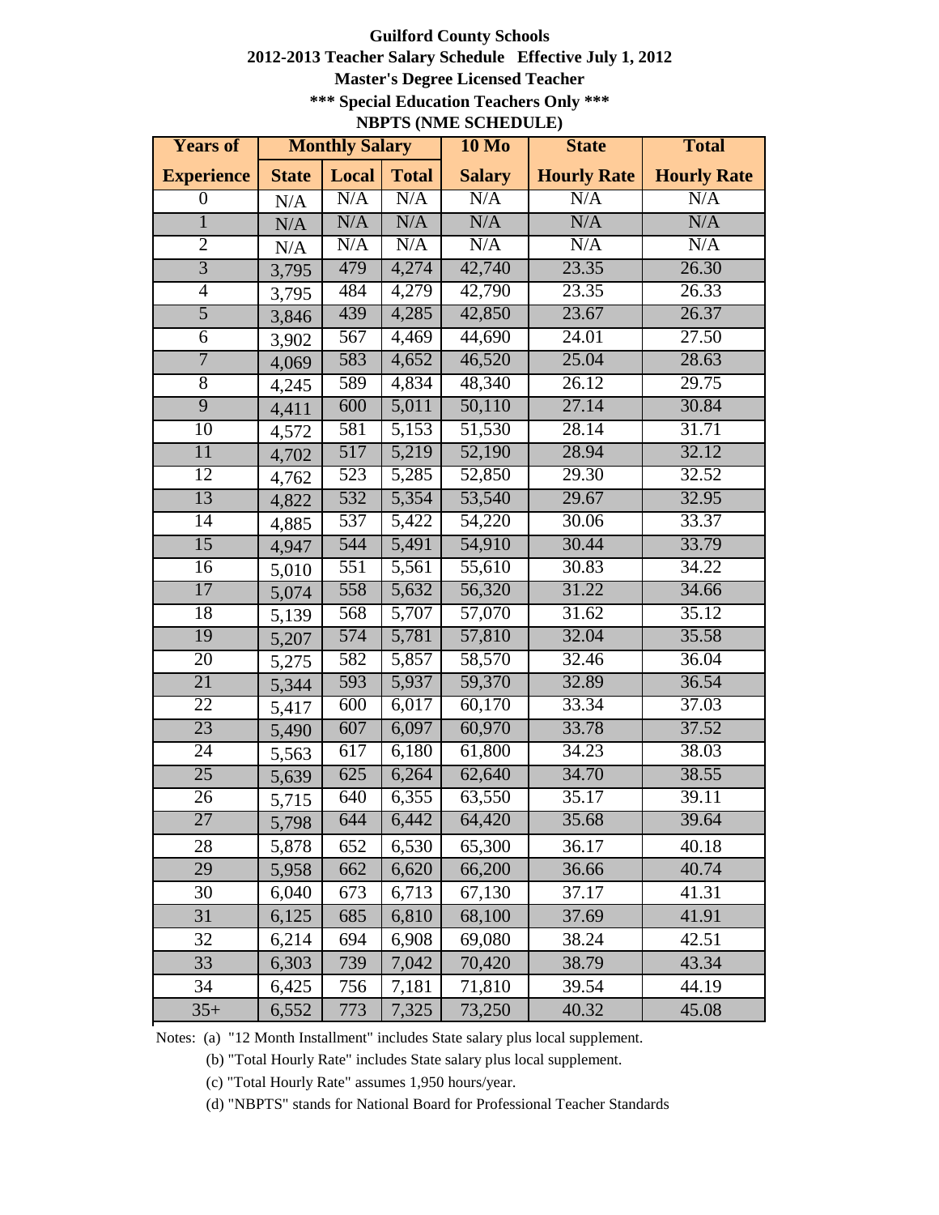**Guilford County Schools**

**2012-2013 Teacher Salary Schedule Effective July 1, 2012**

**Master's Degree Licensed Teacher**

**\*\*\* Special Education Teachers Only \*\*\***

**NBPTS (NME SCHEDULE)**

| Years of | Monthly Salary | | | 10 Mo | State | Total |
|---|---|---|---|---|---|---|
| Experience | State | Local | Total | Salary | Hourly Rate | Hourly Rate |
| 0 | N/A | N/A | N/A | N/A | N/A | N/A |
| 1 | N/A | N/A | N/A | N/A | N/A | N/A |
| 2 | N/A | N/A | N/A | N/A | N/A | N/A |
| 3 | 3,795 | 479 | 4,274 | 42,740 | 23.35 | 26.30 |
| 4 | 3,795 | 484 | 4,279 | 42,790 | 23.35 | 26.33 |
| 5 | 3,846 | 439 | 4,285 | 42,850 | 23.67 | 26.37 |
| 6 | 3,902 | 567 | 4,469 | 44,690 | 24.01 | 27.50 |
| 7 | 4,069 | 583 | 4,652 | 46,520 | 25.04 | 28.63 |
| 8 | 4,245 | 589 | 4,834 | 48,340 | 26.12 | 29.75 |
| 9 | 4,411 | 600 | 5,011 | 50,110 | 27.14 | 30.84 |
| 10 | 4,572 | 581 | 5,153 | 51,530 | 28.14 | 31.71 |
| 11 | 4,702 | 517 | 5,219 | 52,190 | 28.94 | 32.12 |
| 12 | 4,762 | 523 | 5,285 | 52,850 | 29.30 | 32.52 |
| 13 | 4,822 | 532 | 5,354 | 53,540 | 29.67 | 32.95 |
| 14 | 4,885 | 537 | 5,422 | 54,220 | 30.06 | 33.37 |
| 15 | 4,947 | 544 | 5,491 | 54,910 | 30.44 | 33.79 |
| 16 | 5,010 | 551 | 5,561 | 55,610 | 30.83 | 34.22 |
| 17 | 5,074 | 558 | 5,632 | 56,320 | 31.22 | 34.66 |
| 18 | 5,139 | 568 | 5,707 | 57,070 | 31.62 | 35.12 |
| 19 | 5,207 | 574 | 5,781 | 57,810 | 32.04 | 35.58 |
| 20 | 5,275 | 582 | 5,857 | 58,570 | 32.46 | 36.04 |
| 21 | 5,344 | 593 | 5,937 | 59,370 | 32.89 | 36.54 |
| 22 | 5,417 | 600 | 6,017 | 60,170 | 33.34 | 37.03 |
| 23 | 5,490 | 607 | 6,097 | 60,970 | 33.78 | 37.52 |
| 24 | 5,563 | 617 | 6,180 | 61,800 | 34.23 | 38.03 |
| 25 | 5,639 | 625 | 6,264 | 62,640 | 34.70 | 38.55 |
| 26 | 5,715 | 640 | 6,355 | 63,550 | 35.17 | 39.11 |
| 27 | 5,798 | 644 | 6,442 | 64,420 | 35.68 | 39.64 |
| 28 | 5,878 | 652 | 6,530 | 65,300 | 36.17 | 40.18 |
| 29 | 5,958 | 662 | 6,620 | 66,200 | 36.66 | 40.74 |
| 30 | 6,040 | 673 | 6,713 | 67,130 | 37.17 | 41.31 |
| 31 | 6,125 | 685 | 6,810 | 68,100 | 37.69 | 41.91 |
| 32 | 6,214 | 694 | 6,908 | 69,080 | 38.24 | 42.51 |
| 33 | 6,303 | 739 | 7,042 | 70,420 | 38.79 | 43.34 |
| 34 | 6,425 | 756 | 7,181 | 71,810 | 39.54 | 44.19 |
| 35+ | 6,552 | 773 | 7,325 | 73,250 | 40.32 | 45.08 |

Notes: (a) "12 Month Installment" includes State salary plus local supplement.

(b) "Total Hourly Rate" includes State salary plus local supplement.

(c) "Total Hourly Rate" assumes 1,950 hours/year.

(d) "NBPTS" stands for National Board for Professional Teacher Standards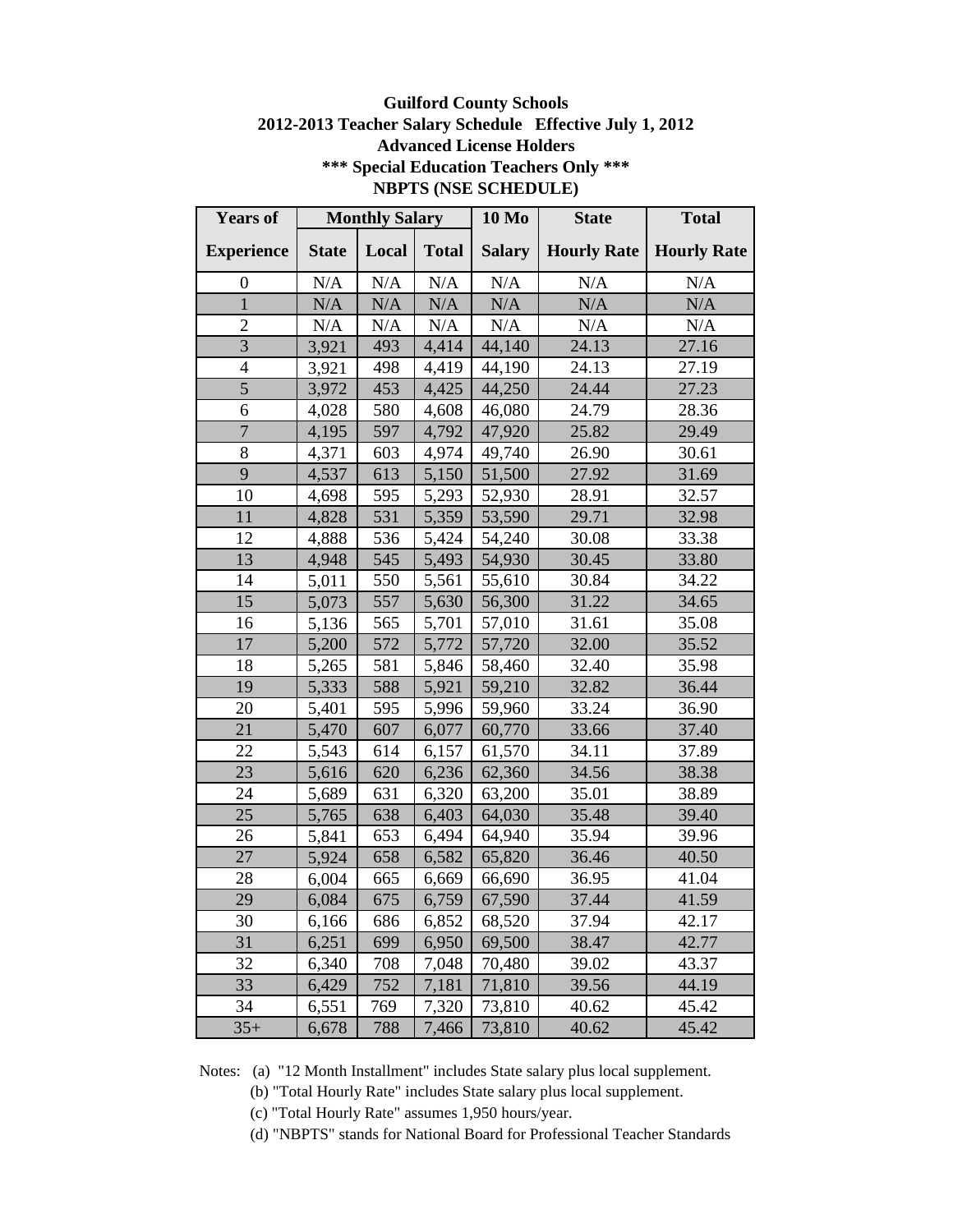**Guilford County Schools**
**2012-2013 Teacher Salary Schedule Effective July 1, 2012**
**Advanced License Holders**
**\*\*\* Special Education Teachers Only \*\*\***
**NBPTS (NSE SCHEDULE)**

| Years of | Monthly Salary | | | 10 Mo | State | Total |
|---|---|---|---|---|---|---|
| Experience | State | Local | Total | Salary | Hourly Rate | Hourly Rate |
| 0 | N/A | N/A | N/A | N/A | N/A | N/A |
| 1 | N/A | N/A | N/A | N/A | N/A | N/A |
| 2 | N/A | N/A | N/A | N/A | N/A | N/A |
| 3 | 3,921 | 493 | 4,414 | 44,140 | 24.13 | 27.16 |
| 4 | 3,921 | 498 | 4,419 | 44,190 | 24.13 | 27.19 |
| 5 | 3,972 | 453 | 4,425 | 44,250 | 24.44 | 27.23 |
| 6 | 4,028 | 580 | 4,608 | 46,080 | 24.79 | 28.36 |
| 7 | 4,195 | 597 | 4,792 | 47,920 | 25.82 | 29.49 |
| 8 | 4,371 | 603 | 4,974 | 49,740 | 26.90 | 30.61 |
| 9 | 4,537 | 613 | 5,150 | 51,500 | 27.92 | 31.69 |
| 10 | 4,698 | 595 | 5,293 | 52,930 | 28.91 | 32.57 |
| 11 | 4,828 | 531 | 5,359 | 53,590 | 29.71 | 32.98 |
| 12 | 4,888 | 536 | 5,424 | 54,240 | 30.08 | 33.38 |
| 13 | 4,948 | 545 | 5,493 | 54,930 | 30.45 | 33.80 |
| 14 | 5,011 | 550 | 5,561 | 55,610 | 30.84 | 34.22 |
| 15 | 5,073 | 557 | 5,630 | 56,300 | 31.22 | 34.65 |
| 16 | 5,136 | 565 | 5,701 | 57,010 | 31.61 | 35.08 |
| 17 | 5,200 | 572 | 5,772 | 57,720 | 32.00 | 35.52 |
| 18 | 5,265 | 581 | 5,846 | 58,460 | 32.40 | 35.98 |
| 19 | 5,333 | 588 | 5,921 | 59,210 | 32.82 | 36.44 |
| 20 | 5,401 | 595 | 5,996 | 59,960 | 33.24 | 36.90 |
| 21 | 5,470 | 607 | 6,077 | 60,770 | 33.66 | 37.40 |
| 22 | 5,543 | 614 | 6,157 | 61,570 | 34.11 | 37.89 |
| 23 | 5,616 | 620 | 6,236 | 62,360 | 34.56 | 38.38 |
| 24 | 5,689 | 631 | 6,320 | 63,200 | 35.01 | 38.89 |
| 25 | 5,765 | 638 | 6,403 | 64,030 | 35.48 | 39.40 |
| 26 | 5,841 | 653 | 6,494 | 64,940 | 35.94 | 39.96 |
| 27 | 5,924 | 658 | 6,582 | 65,820 | 36.46 | 40.50 |
| 28 | 6,004 | 665 | 6,669 | 66,690 | 36.95 | 41.04 |
| 29 | 6,084 | 675 | 6,759 | 67,590 | 37.44 | 41.59 |
| 30 | 6,166 | 686 | 6,852 | 68,520 | 37.94 | 42.17 |
| 31 | 6,251 | 699 | 6,950 | 69,500 | 38.47 | 42.77 |
| 32 | 6,340 | 708 | 7,048 | 70,480 | 39.02 | 43.37 |
| 33 | 6,429 | 752 | 7,181 | 71,810 | 39.56 | 44.19 |
| 34 | 6,551 | 769 | 7,320 | 73,810 | 40.62 | 45.42 |
| 35+ | 6,678 | 788 | 7,466 | 73,810 | 40.62 | 45.42 |

Notes: (a) "12 Month Installment" includes State salary plus local supplement.
(b) "Total Hourly Rate" includes State salary plus local supplement.
(c) "Total Hourly Rate" assumes 1,950 hours/year.
(d) "NBPTS" stands for National Board for Professional Teacher Standards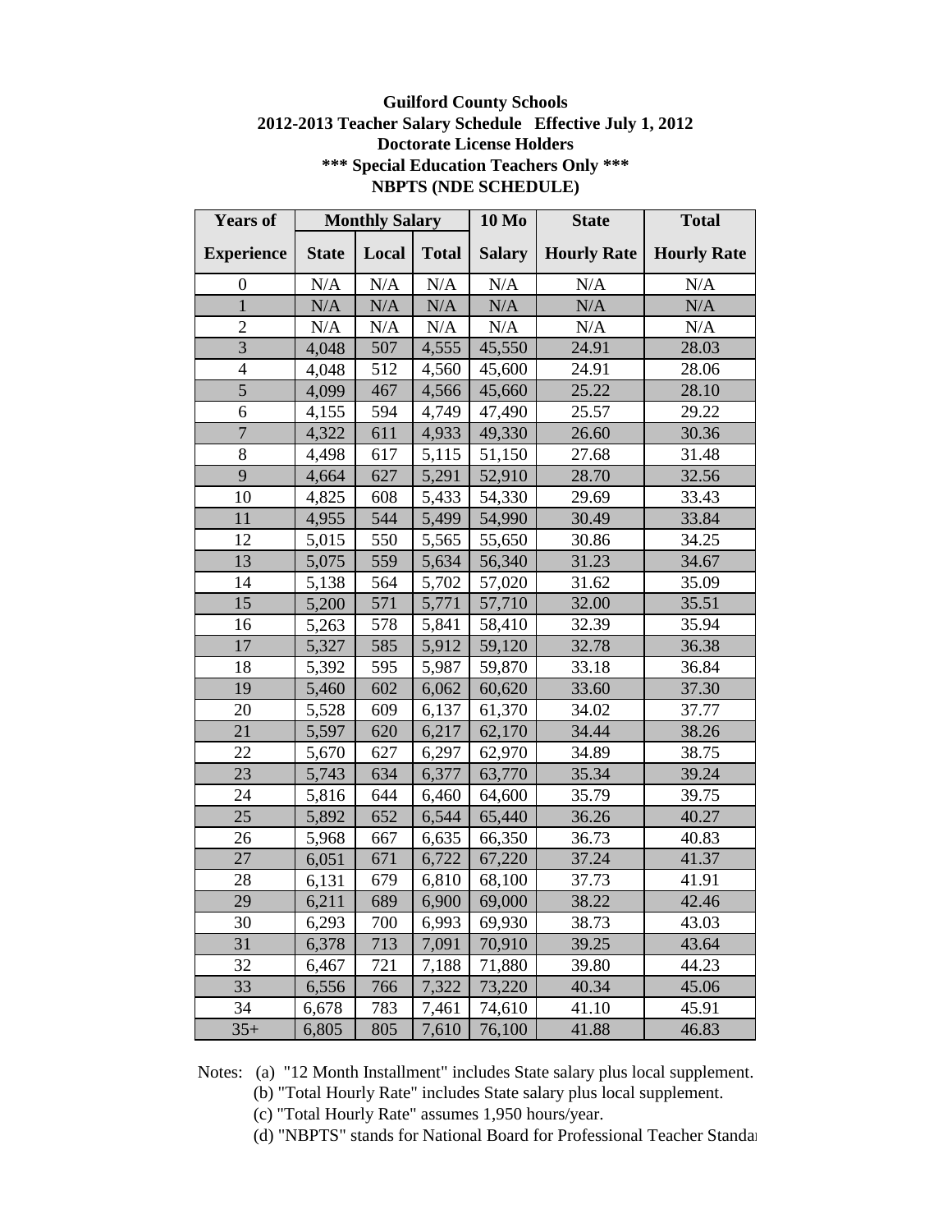**Guilford County Schools**
**2012-2013 Teacher Salary Schedule Effective July 1, 2012**
**Doctorate License Holders**
**\*\*\* Special Education Teachers Only \*\*\***
**NBPTS (NDE SCHEDULE)**

| Years of | Monthly Salary | | | 10 Mo | State | Total |
|---|---|---|---|---|---|---|
| Experience | State | Local | Total | Salary | Hourly Rate | Hourly Rate |
| 0 | N/A | N/A | N/A | N/A | N/A | N/A |
| 1 | N/A | N/A | N/A | N/A | N/A | N/A |
| 2 | N/A | N/A | N/A | N/A | N/A | N/A |
| 3 | 4,048 | 507 | 4,555 | 45,550 | 24.91 | 28.03 |
| 4 | 4,048 | 512 | 4,560 | 45,600 | 24.91 | 28.06 |
| 5 | 4,099 | 467 | 4,566 | 45,660 | 25.22 | 28.10 |
| 6 | 4,155 | 594 | 4,749 | 47,490 | 25.57 | 29.22 |
| 7 | 4,322 | 611 | 4,933 | 49,330 | 26.60 | 30.36 |
| 8 | 4,498 | 617 | 5,115 | 51,150 | 27.68 | 31.48 |
| 9 | 4,664 | 627 | 5,291 | 52,910 | 28.70 | 32.56 |
| 10 | 4,825 | 608 | 5,433 | 54,330 | 29.69 | 33.43 |
| 11 | 4,955 | 544 | 5,499 | 54,990 | 30.49 | 33.84 |
| 12 | 5,015 | 550 | 5,565 | 55,650 | 30.86 | 34.25 |
| 13 | 5,075 | 559 | 5,634 | 56,340 | 31.23 | 34.67 |
| 14 | 5,138 | 564 | 5,702 | 57,020 | 31.62 | 35.09 |
| 15 | 5,200 | 571 | 5,771 | 57,710 | 32.00 | 35.51 |
| 16 | 5,263 | 578 | 5,841 | 58,410 | 32.39 | 35.94 |
| 17 | 5,327 | 585 | 5,912 | 59,120 | 32.78 | 36.38 |
| 18 | 5,392 | 595 | 5,987 | 59,870 | 33.18 | 36.84 |
| 19 | 5,460 | 602 | 6,062 | 60,620 | 33.60 | 37.30 |
| 20 | 5,528 | 609 | 6,137 | 61,370 | 34.02 | 37.77 |
| 21 | 5,597 | 620 | 6,217 | 62,170 | 34.44 | 38.26 |
| 22 | 5,670 | 627 | 6,297 | 62,970 | 34.89 | 38.75 |
| 23 | 5,743 | 634 | 6,377 | 63,770 | 35.34 | 39.24 |
| 24 | 5,816 | 644 | 6,460 | 64,600 | 35.79 | 39.75 |
| 25 | 5,892 | 652 | 6,544 | 65,440 | 36.26 | 40.27 |
| 26 | 5,968 | 667 | 6,635 | 66,350 | 36.73 | 40.83 |
| 27 | 6,051 | 671 | 6,722 | 67,220 | 37.24 | 41.37 |
| 28 | 6,131 | 679 | 6,810 | 68,100 | 37.73 | 41.91 |
| 29 | 6,211 | 689 | 6,900 | 69,000 | 38.22 | 42.46 |
| 30 | 6,293 | 700 | 6,993 | 69,930 | 38.73 | 43.03 |
| 31 | 6,378 | 713 | 7,091 | 70,910 | 39.25 | 43.64 |
| 32 | 6,467 | 721 | 7,188 | 71,880 | 39.80 | 44.23 |
| 33 | 6,556 | 766 | 7,322 | 73,220 | 40.34 | 45.06 |
| 34 | 6,678 | 783 | 7,461 | 74,610 | 41.10 | 45.91 |
| 35+ | 6,805 | 805 | 7,610 | 76,100 | 41.88 | 46.83 |

Notes: (a) "12 Month Installment" includes State salary plus local supplement.
(b) "Total Hourly Rate" includes State salary plus local supplement.
(c) "Total Hourly Rate" assumes 1,950 hours/year.
(d) "NBPTS" stands for National Board for Professional Teacher Standa